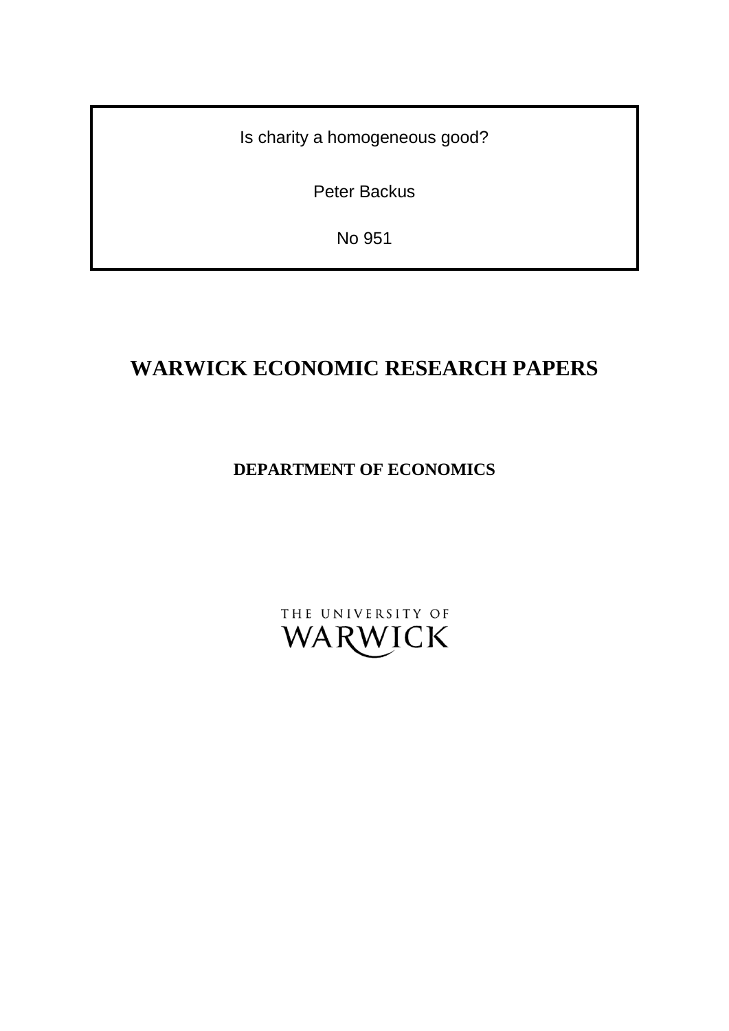Is charity a homogeneous good?

Peter Backus

No 951

# WARWICK ECONOMIC RESEARCH PAPERS

## DEPARTMENT OF ECONOMICS

THE UNIVERSITY OF WARWICK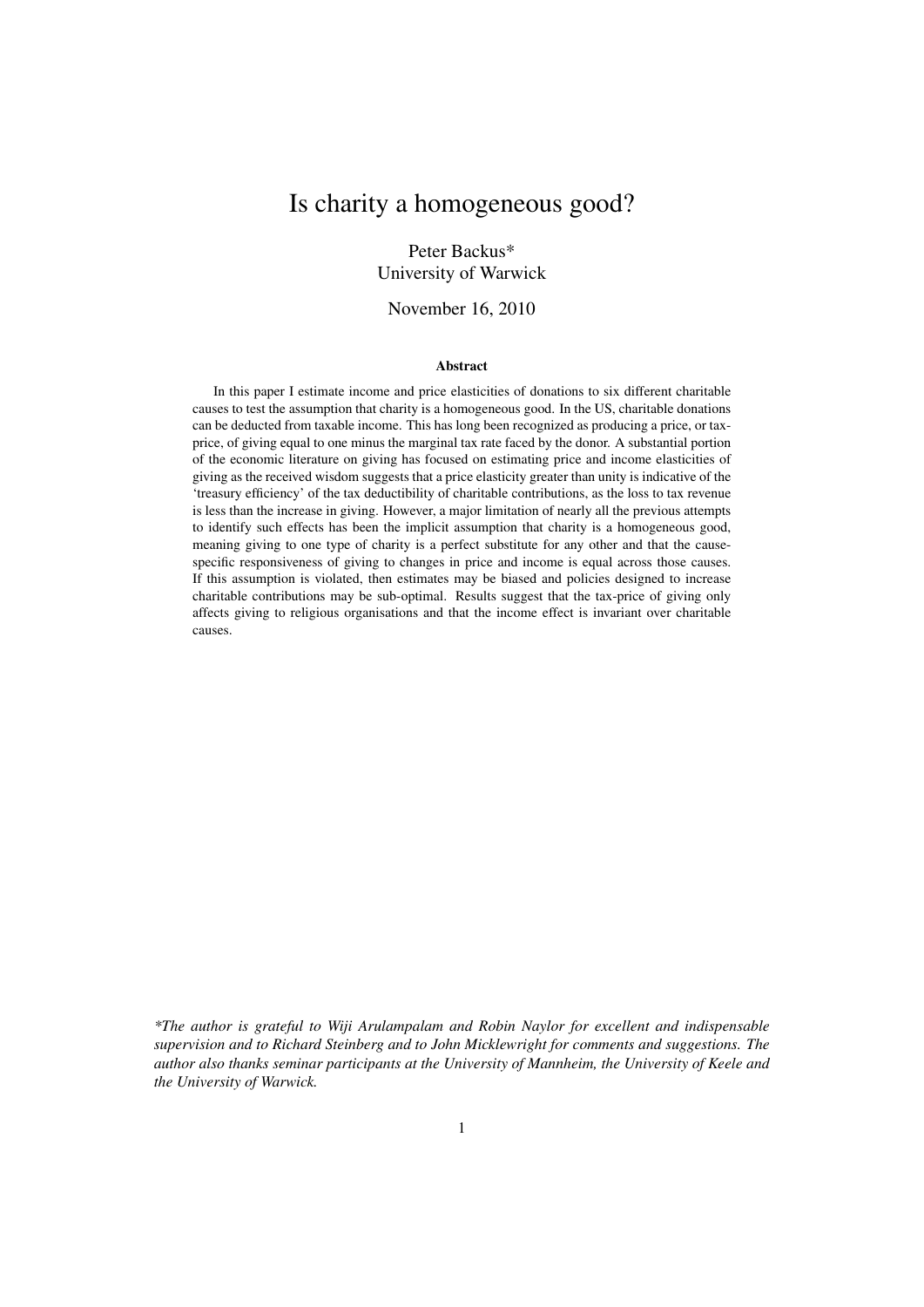# Is charity a homogeneous good?

Peter Backus*
University of Warwick

November 16, 2010

### Abstract

In this paper I estimate income and price elasticities of donations to six different charitable causes to test the assumption that charity is a homogeneous good. In the US, charitable donations can be deducted from taxable income. This has long been recognized as producing a price, or tax-price, of giving equal to one minus the marginal tax rate faced by the donor. A substantial portion of the economic literature on giving has focused on estimating price and income elasticities of giving as the received wisdom suggests that a price elasticity greater than unity is indicative of the 'treasury efficiency' of the tax deductibility of charitable contributions, as the loss to tax revenue is less than the increase in giving. However, a major limitation of nearly all the previous attempts to identify such effects has been the implicit assumption that charity is a homogeneous good, meaning giving to one type of charity is a perfect substitute for any other and that the cause-specific responsiveness of giving to changes in price and income is equal across those causes. If this assumption is violated, then estimates may be biased and policies designed to increase charitable contributions may be sub-optimal. Results suggest that the tax-price of giving only affects giving to religious organisations and that the income effect is invariant over charitable causes.

*\*The author is grateful to Wiji Arulampalam and Robin Naylor for excellent and indispensable supervision and to Richard Steinberg and to John Micklewright for comments and suggestions. The author also thanks seminar participants at the University of Mannheim, the University of Keele and the University of Warwick.*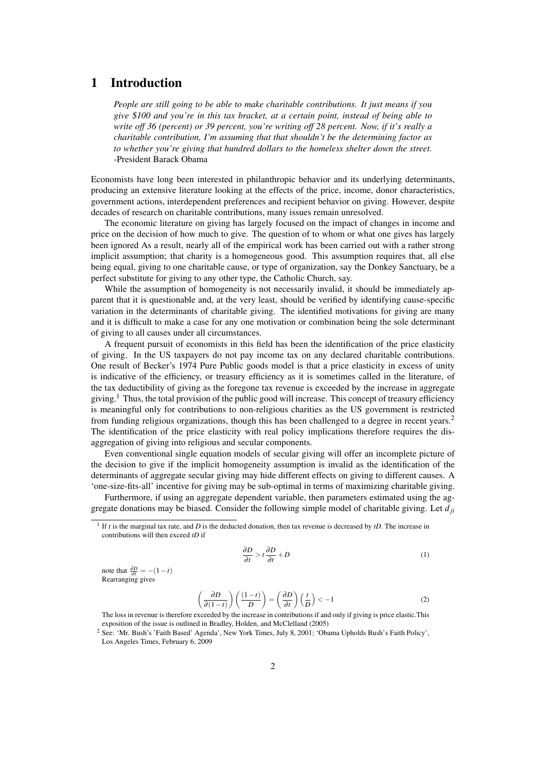# 1 Introduction

*People are still going to be able to make charitable contributions. It just means if you give $100 and you're in this tax bracket, at a certain point, instead of being able to write off 36 (percent) or 39 percent, you're writing off 28 percent. Now, if it's really a charitable contribution, I'm assuming that that shouldn't be the determining factor as to whether you're giving that hundred dollars to the homeless shelter down the street.*
-President Barack Obama

Economists have long been interested in philanthropic behavior and its underlying determinants, producing an extensive literature looking at the effects of the price, income, donor characteristics, government actions, interdependent preferences and recipient behavior on giving. However, despite decades of research on charitable contributions, many issues remain unresolved.

The economic literature on giving has largely focused on the impact of changes in income and price on the decision of how much to give. The question of to whom or what one gives has largely been ignored As a result, nearly all of the empirical work has been carried out with a rather strong implicit assumption; that charity is a homogeneous good. This assumption requires that, all else being equal, giving to one charitable cause, or type of organization, say the Donkey Sanctuary, be a perfect substitute for giving to any other type, the Catholic Church, say.

While the assumption of homogeneity is not necessarily invalid, it should be immediately apparent that it is questionable and, at the very least, should be verified by identifying cause-specific variation in the determinants of charitable giving. The identified motivations for giving are many and it is difficult to make a case for any one motivation or combination being the sole determinant of giving to all causes under all circumstances.

A frequent pursuit of economists in this field has been the identification of the price elasticity of giving. In the US taxpayers do not pay income tax on any declared charitable contributions. One result of Becker's 1974 Pure Public goods model is that a price elasticity in excess of unity is indicative of the efficiency, or treasury efficiency as it is sometimes called in the literature, of the tax deductibility of giving as the foregone tax revenue is exceeded by the increase in aggregate giving.[1] Thus, the total provision of the public good will increase. This concept of treasury efficiency is meaningful only for contributions to non-religious charities as the US government is restricted from funding religious organizations, though this has been challenged to a degree in recent years.[2] The identification of the price elasticity with real policy implications therefore requires the disaggregation of giving into religious and secular components.

Even conventional single equation models of secular giving will offer an incomplete picture of the decision to give if the implicit homogeneity assumption is invalid as the identification of the determinants of aggregate secular giving may hide different effects on giving to different causes. A 'one-size-fits-all' incentive for giving may be sub-optimal in terms of maximizing charitable giving.

Furthermore, if using an aggregate dependent variable, then parameters estimated using the aggregate donations may be biased. Consider the following simple model of charitable giving. Let $d_{ji}$

---

[1] If $t$ is the marginal tax rate, and $D$ is the deducted donation, then tax revenue is decreased by $tD$. The increase in contributions will then exceed $tD$ if

$$\frac{\partial D}{\partial t} > t\frac{\partial D}{\partial t} + D \tag{1}$$

note that $\frac{\partial D}{\partial t} = -(1-t)$
Rearranging gives

$$\left(\frac{\partial D}{\partial (1-t)}\right)\left(\frac{(1-t)}{D}\right) = \left(\frac{\partial D}{\partial t}\right)\left(\frac{t}{D}\right) < -1 \tag{2}$$

The loss in revenue is therefore exceeded by the increase in contributions if and only if giving is price elastic.This exposition of the issue is outlined in Bradley, Holden, and McClelland (2005)

[2] See: 'Mr. Bush's 'Faith Based' Agenda', New York Times, July 8, 2001; 'Obama Upholds Bush's Faith Policy', Los Angeles Times, February 6, 2009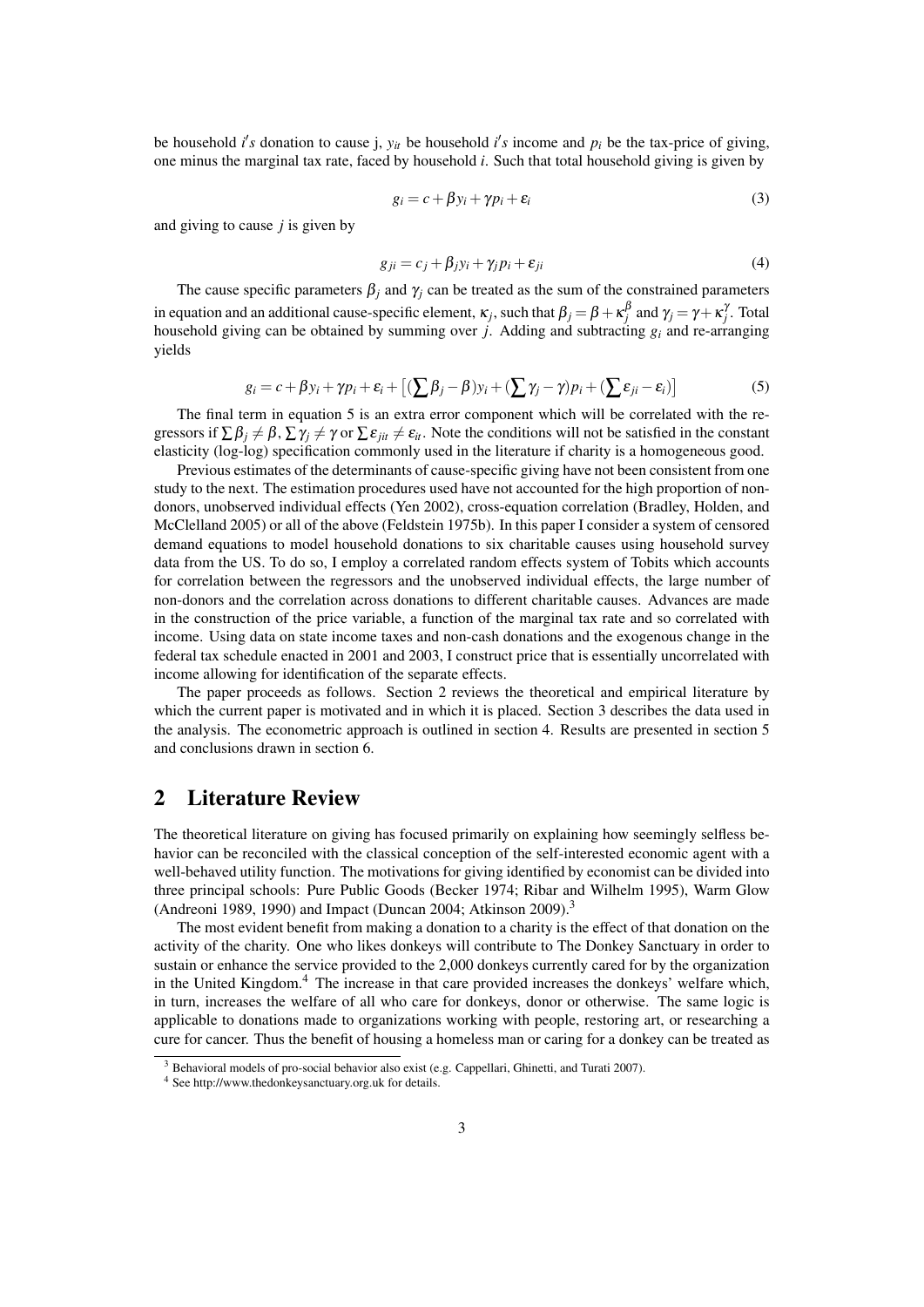be household $i's$ donation to cause j, $y_{it}$ be household $i's$ income and $p_i$ be the tax-price of giving, one minus the marginal tax rate, faced by household $i$. Such that total household giving is given by

$$g_i = c + \beta y_i + \gamma p_i + \varepsilon_i \tag{3}$$

and giving to cause $j$ is given by

$$g_{ji} = c_j + \beta_j y_i + \gamma_j p_i + \varepsilon_{ji} \tag{4}$$

The cause specific parameters $\beta_j$ and $\gamma_j$ can be treated as the sum of the constrained parameters in equation and an additional cause-specific element, $\kappa_j$, such that $\beta_j = \beta + \kappa_j^\beta$ and $\gamma_j = \gamma + \kappa_j^\gamma$. Total household giving can be obtained by summing over $j$. Adding and subtracting $g_i$ and re-arranging yields

$$g_i = c + \beta y_i + \gamma p_i + \varepsilon_i + \left[(\sum \beta_j - \beta)y_i + (\sum \gamma_j - \gamma)p_i + (\sum \varepsilon_{ji} - \varepsilon_i)\right] \tag{5}$$

The final term in equation 5 is an extra error component which will be correlated with the regressors if $\sum \beta_j \neq \beta$, $\sum \gamma_j \neq \gamma$ or $\sum \varepsilon_{jit} \neq \varepsilon_{it}$. Note the conditions will not be satisfied in the constant elasticity (log-log) specification commonly used in the literature if charity is a homogeneous good.

Previous estimates of the determinants of cause-specific giving have not been consistent from one study to the next. The estimation procedures used have not accounted for the high proportion of non-donors, unobserved individual effects (Yen 2002), cross-equation correlation (Bradley, Holden, and McClelland 2005) or all of the above (Feldstein 1975b). In this paper I consider a system of censored demand equations to model household donations to six charitable causes using household survey data from the US. To do so, I employ a correlated random effects system of Tobits which accounts for correlation between the regressors and the unobserved individual effects, the large number of non-donors and the correlation across donations to different charitable causes. Advances are made in the construction of the price variable, a function of the marginal tax rate and so correlated with income. Using data on state income taxes and non-cash donations and the exogenous change in the federal tax schedule enacted in 2001 and 2003, I construct price that is essentially uncorrelated with income allowing for identification of the separate effects.

The paper proceeds as follows. Section 2 reviews the theoretical and empirical literature by which the current paper is motivated and in which it is placed. Section 3 describes the data used in the analysis. The econometric approach is outlined in section 4. Results are presented in section 5 and conclusions drawn in section 6.

## 2 Literature Review

The theoretical literature on giving has focused primarily on explaining how seemingly selfless behavior can be reconciled with the classical conception of the self-interested economic agent with a well-behaved utility function. The motivations for giving identified by economist can be divided into three principal schools: Pure Public Goods (Becker 1974; Ribar and Wilhelm 1995), Warm Glow (Andreoni 1989, 1990) and Impact (Duncan 2004; Atkinson 2009).[3]

The most evident benefit from making a donation to a charity is the effect of that donation on the activity of the charity. One who likes donkeys will contribute to The Donkey Sanctuary in order to sustain or enhance the service provided to the 2,000 donkeys currently cared for by the organization in the United Kingdom.[4] The increase in that care provided increases the donkeys' welfare which, in turn, increases the welfare of all who care for donkeys, donor or otherwise. The same logic is applicable to donations made to organizations working with people, restoring art, or researching a cure for cancer. Thus the benefit of housing a homeless man or caring for a donkey can be treated as

[3] Behavioral models of pro-social behavior also exist (e.g. Cappellari, Ghinetti, and Turati 2007).

[4] See http://www.thedonkeysanctuary.org.uk for details.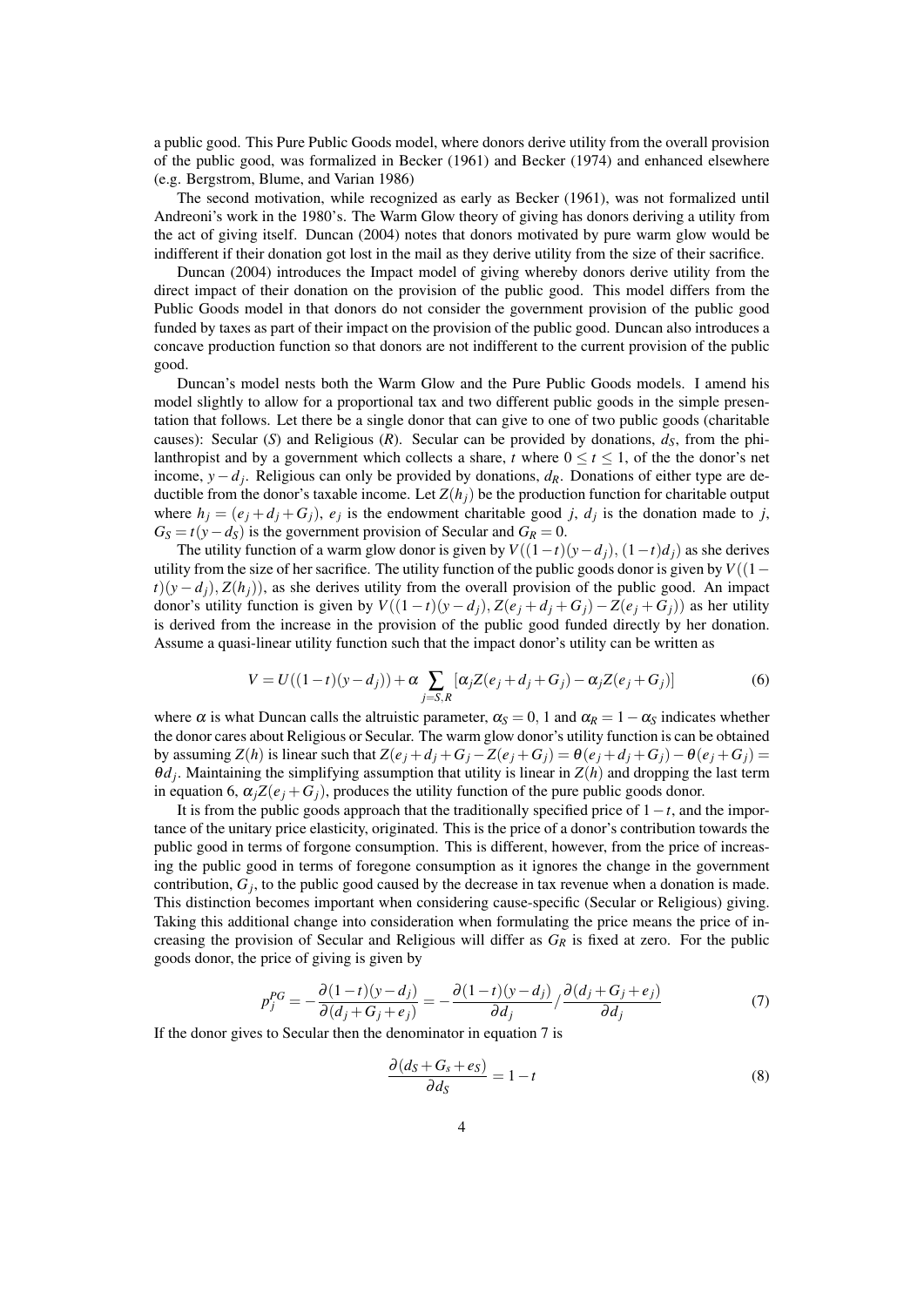a public good. This Pure Public Goods model, where donors derive utility from the overall provision of the public good, was formalized in Becker (1961) and Becker (1974) and enhanced elsewhere (e.g. Bergstrom, Blume, and Varian 1986)

The second motivation, while recognized as early as Becker (1961), was not formalized until Andreoni's work in the 1980's. The Warm Glow theory of giving has donors deriving a utility from the act of giving itself. Duncan (2004) notes that donors motivated by pure warm glow would be indifferent if their donation got lost in the mail as they derive utility from the size of their sacrifice.

Duncan (2004) introduces the Impact model of giving whereby donors derive utility from the direct impact of their donation on the provision of the public good. This model differs from the Public Goods model in that donors do not consider the government provision of the public good funded by taxes as part of their impact on the provision of the public good. Duncan also introduces a concave production function so that donors are not indifferent to the current provision of the public good.

Duncan's model nests both the Warm Glow and the Pure Public Goods models. I amend his model slightly to allow for a proportional tax and two different public goods in the simple presentation that follows. Let there be a single donor that can give to one of two public goods (charitable causes): Secular ($S$) and Religious ($R$). Secular can be provided by donations, $d_S$, from the philanthropist and by a government which collects a share, $t$ where $0 \leq t \leq 1$, of the the donor's net income, $y - d_j$. Religious can only be provided by donations, $d_R$. Donations of either type are deductible from the donor's taxable income. Let $Z(h_j)$ be the production function for charitable output where $h_j = (e_j + d_j + G_j)$, $e_j$ is the endowment charitable good $j$, $d_j$ is the donation made to $j$, $G_S = t(y - d_S)$ is the government provision of Secular and $G_R = 0$.

The utility function of a warm glow donor is given by $V((1-t)(y-d_j), (1-t)d_j)$ as she derives utility from the size of her sacrifice. The utility function of the public goods donor is given by $V((1-t)(y-d_j), Z(h_j))$, as she derives utility from the overall provision of the public good. An impact donor's utility function is given by $V((1-t)(y-d_j), Z(e_j + d_j + G_j) - Z(e_j + G_j))$ as her utility is derived from the increase in the provision of the public good funded directly by her donation. Assume a quasi-linear utility function such that the impact donor's utility can be written as

$$V = U((1-t)(y-d_j)) + \alpha \sum_{j=S,R} [\alpha_j Z(e_j + d_j + G_j) - \alpha_j Z(e_j + G_j)] \tag{6}$$

where $\alpha$ is what Duncan calls the altruistic parameter, $\alpha_S = 0, 1$ and $\alpha_R = 1 - \alpha_S$ indicates whether the donor cares about Religious or Secular. The warm glow donor's utility function is can be obtained by assuming $Z(h)$ is linear such that $Z(e_j + d_j + G_j - Z(e_j + G_j) = \theta(e_j + d_j + G_j) - \theta(e_j + G_j) = \theta d_j$. Maintaining the simplifying assumption that utility is linear in $Z(h)$ and dropping the last term in equation 6, $\alpha_j Z(e_j + G_j)$, produces the utility function of the pure public goods donor.

It is from the public goods approach that the traditionally specified price of $1 - t$, and the importance of the unitary price elasticity, originated. This is the price of a donor's contribution towards the public good in terms of forgone consumption. This is different, however, from the price of increasing the public good in terms of foregone consumption as it ignores the change in the government contribution, $G_j$, to the public good caused by the decrease in tax revenue when a donation is made. This distinction becomes important when considering cause-specific (Secular or Religious) giving. Taking this additional change into consideration when formulating the price means the price of increasing the provision of Secular and Religious will differ as $G_R$ is fixed at zero. For the public goods donor, the price of giving is given by

$$p_j^{PG} = -\frac{\partial(1-t)(y-d_j)}{\partial(d_j + G_j + e_j)} = -\frac{\partial(1-t)(y-d_j)}{\partial d_j} / \frac{\partial(d_j + G_j + e_j)}{\partial d_j} \tag{7}$$

If the donor gives to Secular then the denominator in equation 7 is

$$\frac{\partial(d_S + G_s + e_S)}{\partial d_S} = 1 - t \tag{8}$$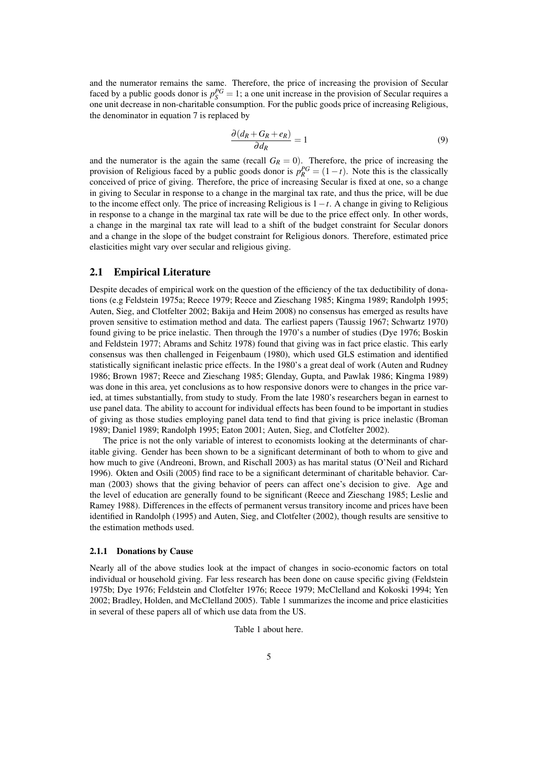and the numerator remains the same. Therefore, the price of increasing the provision of Secular faced by a public goods donor is $p_S^{PG} = 1$; a one unit increase in the provision of Secular requires a one unit decrease in non-charitable consumption. For the public goods price of increasing Religious, the denominator in equation 7 is replaced by

$$\frac{\partial(d_R + G_R + e_R)}{\partial d_R} = 1 \tag{9}$$

and the numerator is the again the same (recall $G_R = 0$). Therefore, the price of increasing the provision of Religious faced by a public goods donor is $p_R^{PG} = (1-t)$. Note this is the classically conceived of price of giving. Therefore, the price of increasing Secular is fixed at one, so a change in giving to Secular in response to a change in the marginal tax rate, and thus the price, will be due to the income effect only. The price of increasing Religious is $1-t$. A change in giving to Religious in response to a change in the marginal tax rate will be due to the price effect only. In other words, a change in the marginal tax rate will lead to a shift of the budget constraint for Secular donors and a change in the slope of the budget constraint for Religious donors. Therefore, estimated price elasticities might vary over secular and religious giving.

## 2.1 Empirical Literature

Despite decades of empirical work on the question of the efficiency of the tax deductibility of donations (e.g Feldstein 1975a; Reece 1979; Reece and Zieschang 1985; Kingma 1989; Randolph 1995; Auten, Sieg, and Clotfelter 2002; Bakija and Heim 2008) no consensus has emerged as results have proven sensitive to estimation method and data. The earliest papers (Taussig 1967; Schwartz 1970) found giving to be price inelastic. Then through the 1970's a number of studies (Dye 1976; Boskin and Feldstein 1977; Abrams and Schitz 1978) found that giving was in fact price elastic. This early consensus was then challenged in Feigenbaum (1980), which used GLS estimation and identified statistically significant inelastic price effects. In the 1980's a great deal of work (Auten and Rudney 1986; Brown 1987; Reece and Zieschang 1985; Glenday, Gupta, and Pawlak 1986; Kingma 1989) was done in this area, yet conclusions as to how responsive donors were to changes in the price varied, at times substantially, from study to study. From the late 1980's researchers began in earnest to use panel data. The ability to account for individual effects has been found to be important in studies of giving as those studies employing panel data tend to find that giving is price inelastic (Broman 1989; Daniel 1989; Randolph 1995; Eaton 2001; Auten, Sieg, and Clotfelter 2002).

The price is not the only variable of interest to economists looking at the determinants of charitable giving. Gender has been shown to be a significant determinant of both to whom to give and how much to give (Andreoni, Brown, and Rischall 2003) as has marital status (O'Neil and Richard 1996). Okten and Osili (2005) find race to be a significant determinant of charitable behavior. Carman (2003) shows that the giving behavior of peers can affect one's decision to give. Age and the level of education are generally found to be significant (Reece and Zieschang 1985; Leslie and Ramey 1988). Differences in the effects of permanent versus transitory income and prices have been identified in Randolph (1995) and Auten, Sieg, and Clotfelter (2002), though results are sensitive to the estimation methods used.

### 2.1.1 Donations by Cause

Nearly all of the above studies look at the impact of changes in socio-economic factors on total individual or household giving. Far less research has been done on cause specific giving (Feldstein 1975b; Dye 1976; Feldstein and Clotfelter 1976; Reece 1979; McClelland and Kokoski 1994; Yen 2002; Bradley, Holden, and McClelland 2005). Table 1 summarizes the income and price elasticities in several of these papers all of which use data from the US.

Table 1 about here.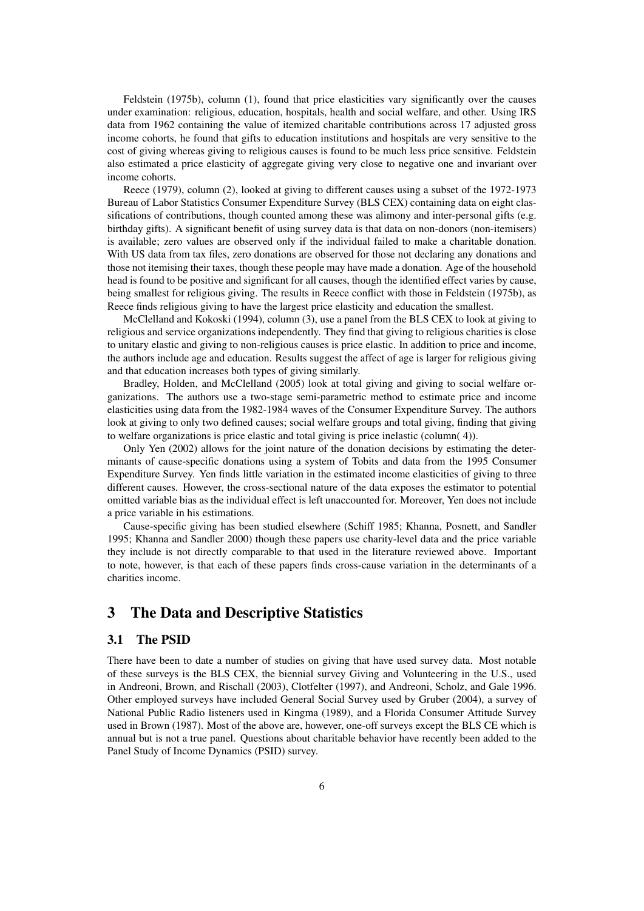Feldstein (1975b), column (1), found that price elasticities vary significantly over the causes under examination: religious, education, hospitals, health and social welfare, and other. Using IRS data from 1962 containing the value of itemized charitable contributions across 17 adjusted gross income cohorts, he found that gifts to education institutions and hospitals are very sensitive to the cost of giving whereas giving to religious causes is found to be much less price sensitive. Feldstein also estimated a price elasticity of aggregate giving very close to negative one and invariant over income cohorts.

Reece (1979), column (2), looked at giving to different causes using a subset of the 1972-1973 Bureau of Labor Statistics Consumer Expenditure Survey (BLS CEX) containing data on eight classifications of contributions, though counted among these was alimony and inter-personal gifts (e.g. birthday gifts). A significant benefit of using survey data is that data on non-donors (non-itemisers) is available; zero values are observed only if the individual failed to make a charitable donation. With US data from tax files, zero donations are observed for those not declaring any donations and those not itemising their taxes, though these people may have made a donation. Age of the household head is found to be positive and significant for all causes, though the identified effect varies by cause, being smallest for religious giving. The results in Reece conflict with those in Feldstein (1975b), as Reece finds religious giving to have the largest price elasticity and education the smallest.

McClelland and Kokoski (1994), column (3), use a panel from the BLS CEX to look at giving to religious and service organizations independently. They find that giving to religious charities is close to unitary elastic and giving to non-religious causes is price elastic. In addition to price and income, the authors include age and education. Results suggest the affect of age is larger for religious giving and that education increases both types of giving similarly.

Bradley, Holden, and McClelland (2005) look at total giving and giving to social welfare organizations. The authors use a two-stage semi-parametric method to estimate price and income elasticities using data from the 1982-1984 waves of the Consumer Expenditure Survey. The authors look at giving to only two defined causes; social welfare groups and total giving, finding that giving to welfare organizations is price elastic and total giving is price inelastic (column( 4)).

Only Yen (2002) allows for the joint nature of the donation decisions by estimating the determinants of cause-specific donations using a system of Tobits and data from the 1995 Consumer Expenditure Survey. Yen finds little variation in the estimated income elasticities of giving to three different causes. However, the cross-sectional nature of the data exposes the estimator to potential omitted variable bias as the individual effect is left unaccounted for. Moreover, Yen does not include a price variable in his estimations.

Cause-specific giving has been studied elsewhere (Schiff 1985; Khanna, Posnett, and Sandler 1995; Khanna and Sandler 2000) though these papers use charity-level data and the price variable they include is not directly comparable to that used in the literature reviewed above. Important to note, however, is that each of these papers finds cross-cause variation in the determinants of a charities income.

# 3 The Data and Descriptive Statistics

## 3.1 The PSID

There have been to date a number of studies on giving that have used survey data. Most notable of these surveys is the BLS CEX, the biennial survey Giving and Volunteering in the U.S., used in Andreoni, Brown, and Rischall (2003), Clotfelter (1997), and Andreoni, Scholz, and Gale 1996. Other employed surveys have included General Social Survey used by Gruber (2004), a survey of National Public Radio listeners used in Kingma (1989), and a Florida Consumer Attitude Survey used in Brown (1987). Most of the above are, however, one-off surveys except the BLS CE which is annual but is not a true panel. Questions about charitable behavior have recently been added to the Panel Study of Income Dynamics (PSID) survey.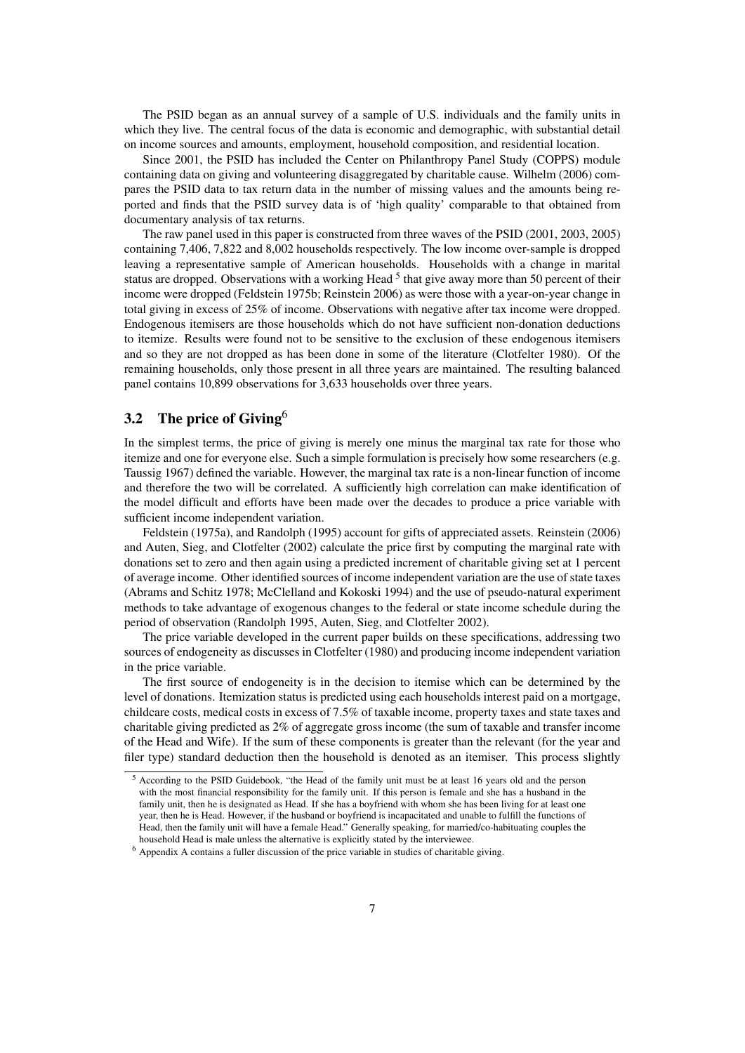The PSID began as an annual survey of a sample of U.S. individuals and the family units in which they live. The central focus of the data is economic and demographic, with substantial detail on income sources and amounts, employment, household composition, and residential location.

Since 2001, the PSID has included the Center on Philanthropy Panel Study (COPPS) module containing data on giving and volunteering disaggregated by charitable cause. Wilhelm (2006) compares the PSID data to tax return data in the number of missing values and the amounts being reported and finds that the PSID survey data is of 'high quality' comparable to that obtained from documentary analysis of tax returns.

The raw panel used in this paper is constructed from three waves of the PSID (2001, 2003, 2005) containing 7,406, 7,822 and 8,002 households respectively. The low income over-sample is dropped leaving a representative sample of American households. Households with a change in marital status are dropped. Observations with a working Head [5] that give away more than 50 percent of their income were dropped (Feldstein 1975b; Reinstein 2006) as were those with a year-on-year change in total giving in excess of 25% of income. Observations with negative after tax income were dropped. Endogenous itemisers are those households which do not have sufficient non-donation deductions to itemize. Results were found not to be sensitive to the exclusion of these endogenous itemisers and so they are not dropped as has been done in some of the literature (Clotfelter 1980). Of the remaining households, only those present in all three years are maintained. The resulting balanced panel contains 10,899 observations for 3,633 households over three years.

## 3.2 The price of Giving[6]

In the simplest terms, the price of giving is merely one minus the marginal tax rate for those who itemize and one for everyone else. Such a simple formulation is precisely how some researchers (e.g. Taussig 1967) defined the variable. However, the marginal tax rate is a non-linear function of income and therefore the two will be correlated. A sufficiently high correlation can make identification of the model difficult and efforts have been made over the decades to produce a price variable with sufficient income independent variation.

Feldstein (1975a), and Randolph (1995) account for gifts of appreciated assets. Reinstein (2006) and Auten, Sieg, and Clotfelter (2002) calculate the price first by computing the marginal rate with donations set to zero and then again using a predicted increment of charitable giving set at 1 percent of average income. Other identified sources of income independent variation are the use of state taxes (Abrams and Schitz 1978; McClelland and Kokoski 1994) and the use of pseudo-natural experiment methods to take advantage of exogenous changes to the federal or state income schedule during the period of observation (Randolph 1995, Auten, Sieg, and Clotfelter 2002).

The price variable developed in the current paper builds on these specifications, addressing two sources of endogeneity as discusses in Clotfelter (1980) and producing income independent variation in the price variable.

The first source of endogeneity is in the decision to itemise which can be determined by the level of donations. Itemization status is predicted using each households interest paid on a mortgage, childcare costs, medical costs in excess of 7.5% of taxable income, property taxes and state taxes and charitable giving predicted as 2% of aggregate gross income (the sum of taxable and transfer income of the Head and Wife). If the sum of these components is greater than the relevant (for the year and filer type) standard deduction then the household is denoted as an itemiser. This process slightly

---

[5] According to the PSID Guidebook, "the Head of the family unit must be at least 16 years old and the person with the most financial responsibility for the family unit. If this person is female and she has a husband in the family unit, then he is designated as Head. If she has a boyfriend with whom she has been living for at least one year, then he is Head. However, if the husband or boyfriend is incapacitated and unable to fulfill the functions of Head, then the family unit will have a female Head." Generally speaking, for married/co-habituating couples the household Head is male unless the alternative is explicitly stated by the interviewee.

[6] Appendix A contains a fuller discussion of the price variable in studies of charitable giving.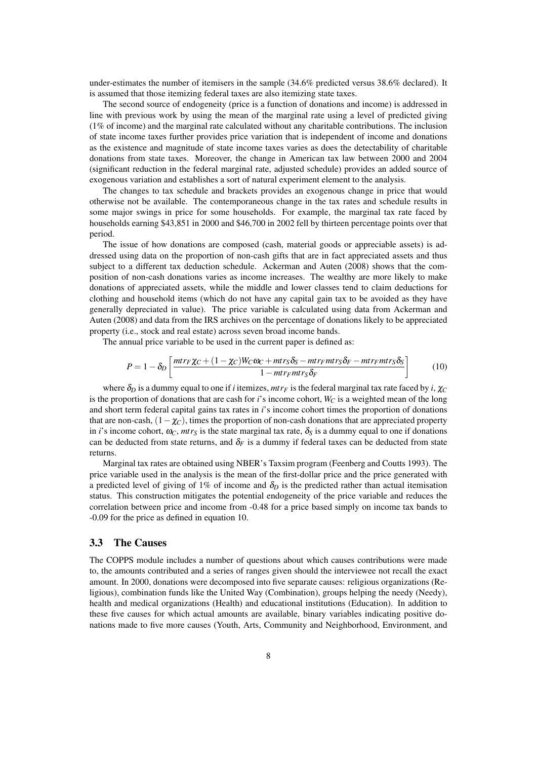under-estimates the number of itemisers in the sample (34.6% predicted versus 38.6% declared). It is assumed that those itemizing federal taxes are also itemizing state taxes.

The second source of endogeneity (price is a function of donations and income) is addressed in line with previous work by using the mean of the marginal rate using a level of predicted giving (1% of income) and the marginal rate calculated without any charitable contributions. The inclusion of state income taxes further provides price variation that is independent of income and donations as the existence and magnitude of state income taxes varies as does the detectability of charitable donations from state taxes. Moreover, the change in American tax law between 2000 and 2004 (significant reduction in the federal marginal rate, adjusted schedule) provides an added source of exogenous variation and establishes a sort of natural experiment element to the analysis.

The changes to tax schedule and brackets provides an exogenous change in price that would otherwise not be available. The contemporaneous change in the tax rates and schedule results in some major swings in price for some households. For example, the marginal tax rate faced by households earning \$43,851 in 2000 and \$46,700 in 2002 fell by thirteen percentage points over that period.

The issue of how donations are composed (cash, material goods or appreciable assets) is addressed using data on the proportion of non-cash gifts that are in fact appreciated assets and thus subject to a different tax deduction schedule. Ackerman and Auten (2008) shows that the composition of non-cash donations varies as income increases. The wealthy are more likely to make donations of appreciated assets, while the middle and lower classes tend to claim deductions for clothing and household items (which do not have any capital gain tax to be avoided as they have generally depreciated in value). The price variable is calculated using data from Ackerman and Auten (2008) and data from the IRS archives on the percentage of donations likely to be appreciated property (i.e., stock and real estate) across seven broad income bands.

The annual price variable to be used in the current paper is defined as:

$$P = 1 - \delta_D \left[ \frac{mtr_F \chi_C + (1-\chi_C) W_C \omega_C + mtr_S \delta_S - mtr_F mtr_S \delta_F - mtr_F mtr_S \delta_S}{1 - mtr_F mtr_S \delta_F} \right] \tag{10}$$

where $\delta_D$ is a dummy equal to one if $i$ itemizes, $mtr_F$ is the federal marginal tax rate faced by $i$, $\chi_C$ is the proportion of donations that are cash for $i$'s income cohort, $W_C$ is a weighted mean of the long and short term federal capital gains tax rates in $i$'s income cohort times the proportion of donations that are non-cash, $(1-\chi_C)$, times the proportion of non-cash donations that are appreciated property in $i$'s income cohort, $\omega_C$, $mtr_S$ is the state marginal tax rate, $\delta_S$ is a dummy equal to one if donations can be deducted from state returns, and $\delta_F$ is a dummy if federal taxes can be deducted from state returns.

Marginal tax rates are obtained using NBER's Taxsim program (Feenberg and Coutts 1993). The price variable used in the analysis is the mean of the first-dollar price and the price generated with a predicted level of giving of 1% of income and $\delta_D$ is the predicted rather than actual itemisation status. This construction mitigates the potential endogeneity of the price variable and reduces the correlation between price and income from -0.48 for a price based simply on income tax bands to -0.09 for the price as defined in equation 10.

### 3.3 The Causes

The COPPS module includes a number of questions about which causes contributions were made to, the amounts contributed and a series of ranges given should the interviewee not recall the exact amount. In 2000, donations were decomposed into five separate causes: religious organizations (Religious), combination funds like the United Way (Combination), groups helping the needy (Needy), health and medical organizations (Health) and educational institutions (Education). In addition to these five causes for which actual amounts are available, binary variables indicating positive donations made to five more causes (Youth, Arts, Community and Neighborhood, Environment, and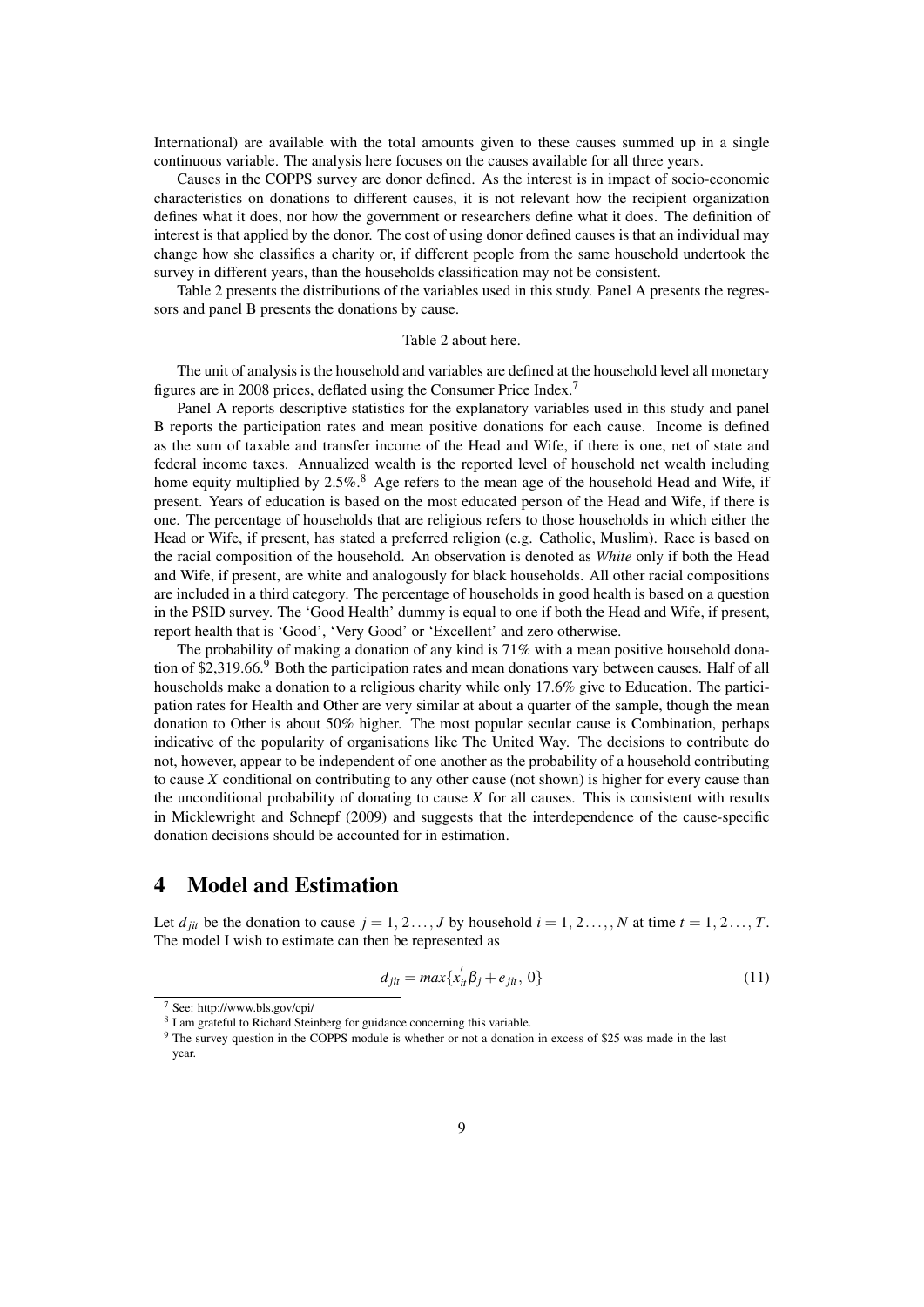International) are available with the total amounts given to these causes summed up in a single continuous variable. The analysis here focuses on the causes available for all three years.

Causes in the COPPS survey are donor defined. As the interest is in impact of socio-economic characteristics on donations to different causes, it is not relevant how the recipient organization defines what it does, nor how the government or researchers define what it does. The definition of interest is that applied by the donor. The cost of using donor defined causes is that an individual may change how she classifies a charity or, if different people from the same household undertook the survey in different years, than the households classification may not be consistent.

Table 2 presents the distributions of the variables used in this study. Panel A presents the regressors and panel B presents the donations by cause.

Table 2 about here.

The unit of analysis is the household and variables are defined at the household level all monetary figures are in 2008 prices, deflated using the Consumer Price Index.[7]

Panel A reports descriptive statistics for the explanatory variables used in this study and panel B reports the participation rates and mean positive donations for each cause. Income is defined as the sum of taxable and transfer income of the Head and Wife, if there is one, net of state and federal income taxes. Annualized wealth is the reported level of household net wealth including home equity multiplied by 2.5%.[8] Age refers to the mean age of the household Head and Wife, if present. Years of education is based on the most educated person of the Head and Wife, if there is one. The percentage of households that are religious refers to those households in which either the Head or Wife, if present, has stated a preferred religion (e.g. Catholic, Muslim). Race is based on the racial composition of the household. An observation is denoted as *White* only if both the Head and Wife, if present, are white and analogously for black households. All other racial compositions are included in a third category. The percentage of households in good health is based on a question in the PSID survey. The 'Good Health' dummy is equal to one if both the Head and Wife, if present, report health that is 'Good', 'Very Good' or 'Excellent' and zero otherwise.

The probability of making a donation of any kind is 71% with a mean positive household donation of \$2,319.66.[9] Both the participation rates and mean donations vary between causes. Half of all households make a donation to a religious charity while only 17.6% give to Education. The participation rates for Health and Other are very similar at about a quarter of the sample, though the mean donation to Other is about 50% higher. The most popular secular cause is Combination, perhaps indicative of the popularity of organisations like The United Way. The decisions to contribute do not, however, appear to be independent of one another as the probability of a household contributing to cause $X$ conditional on contributing to any other cause (not shown) is higher for every cause than the unconditional probability of donating to cause $X$ for all causes. This is consistent with results in Micklewright and Schnepf (2009) and suggests that the interdependence of the cause-specific donation decisions should be accounted for in estimation.

# 4 Model and Estimation

Let $d_{jit}$ be the donation to cause $j = 1, 2 \ldots, J$ by household $i = 1, 2 \ldots, N$ at time $t = 1, 2 \ldots, T$. The model I wish to estimate can then be represented as

$$d_{jit} = max\{x_{it}^{'}\beta_j + e_{jit},\, 0\} \tag{11}$$

[7] See: http://www.bls.gov/cpi/

[8] I am grateful to Richard Steinberg for guidance concerning this variable.

[9] The survey question in the COPPS module is whether or not a donation in excess of \$25 was made in the last year.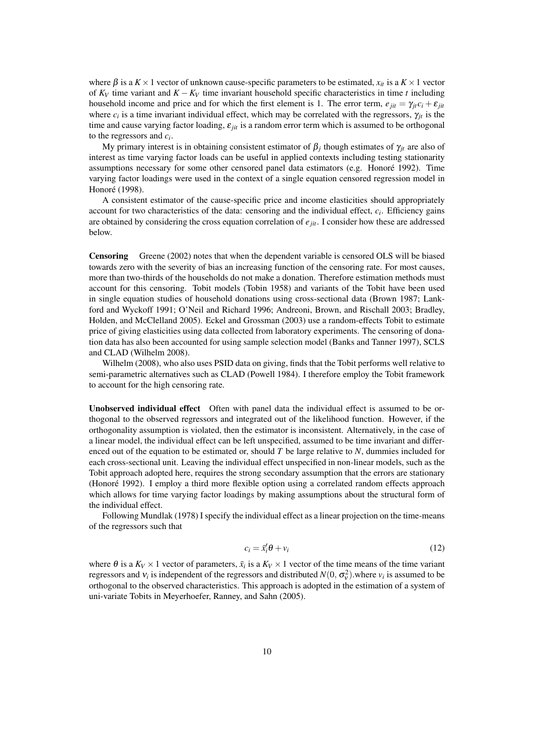where $\beta$ is a $K \times 1$ vector of unknown cause-specific parameters to be estimated, $x_{it}$ is a $K \times 1$ vector of $K_V$ time variant and $K - K_V$ time invariant household specific characteristics in time $t$ including household income and price and for which the first element is 1. The error term, $e_{jit} = \gamma_{jt} c_i + \varepsilon_{jit}$ where $c_i$ is a time invariant individual effect, which may be correlated with the regressors, $\gamma_{jt}$ is the time and cause varying factor loading, $\varepsilon_{jit}$ is a random error term which is assumed to be orthogonal to the regressors and $c_i$.

My primary interest is in obtaining consistent estimator of $\beta_j$ though estimates of $\gamma_{jt}$ are also of interest as time varying factor loads can be useful in applied contexts including testing stationarity assumptions necessary for some other censored panel data estimators (e.g. Honoré 1992). Time varying factor loadings were used in the context of a single equation censored regression model in Honoré (1998).

A consistent estimator of the cause-specific price and income elasticities should appropriately account for two characteristics of the data: censoring and the individual effect, $c_i$. Efficiency gains are obtained by considering the cross equation correlation of $e_{jit}$. I consider how these are addressed below.

**Censoring** Greene (2002) notes that when the dependent variable is censored OLS will be biased towards zero with the severity of bias an increasing function of the censoring rate. For most causes, more than two-thirds of the households do not make a donation. Therefore estimation methods must account for this censoring. Tobit models (Tobin 1958) and variants of the Tobit have been used in single equation studies of household donations using cross-sectional data (Brown 1987; Lankford and Wyckoff 1991; O'Neil and Richard 1996; Andreoni, Brown, and Rischall 2003; Bradley, Holden, and McClelland 2005). Eckel and Grossman (2003) use a random-effects Tobit to estimate price of giving elasticities using data collected from laboratory experiments. The censoring of donation data has also been accounted for using sample selection model (Banks and Tanner 1997), SCLS and CLAD (Wilhelm 2008).

Wilhelm (2008), who also uses PSID data on giving, finds that the Tobit performs well relative to semi-parametric alternatives such as CLAD (Powell 1984). I therefore employ the Tobit framework to account for the high censoring rate.

**Unobserved individual effect** Often with panel data the individual effect is assumed to be orthogonal to the observed regressors and integrated out of the likelihood function. However, if the orthogonality assumption is violated, then the estimator is inconsistent. Alternatively, in the case of a linear model, the individual effect can be left unspecified, assumed to be time invariant and differenced out of the equation to be estimated or, should $T$ be large relative to $N$, dummies included for each cross-sectional unit. Leaving the individual effect unspecified in non-linear models, such as the Tobit approach adopted here, requires the strong secondary assumption that the errors are stationary (Honoré 1992). I employ a third more flexible option using a correlated random effects approach which allows for time varying factor loadings by making assumptions about the structural form of the individual effect.

Following Mundlak (1978) I specify the individual effect as a linear projection on the time-means of the regressors such that

$$c_i = \bar{x}_i' \theta + v_i \tag{12}$$

where $\theta$ is a $K_V \times 1$ vector of parameters, $\bar{x}_i$ is a $K_V \times 1$ vector of the time means of the time variant regressors and $v_i$ is independent of the regressors and distributed $N(0, \sigma_v^2)$.where $v_i$ is assumed to be orthogonal to the observed characteristics. This approach is adopted in the estimation of a system of uni-variate Tobits in Meyerhoefer, Ranney, and Sahn (2005).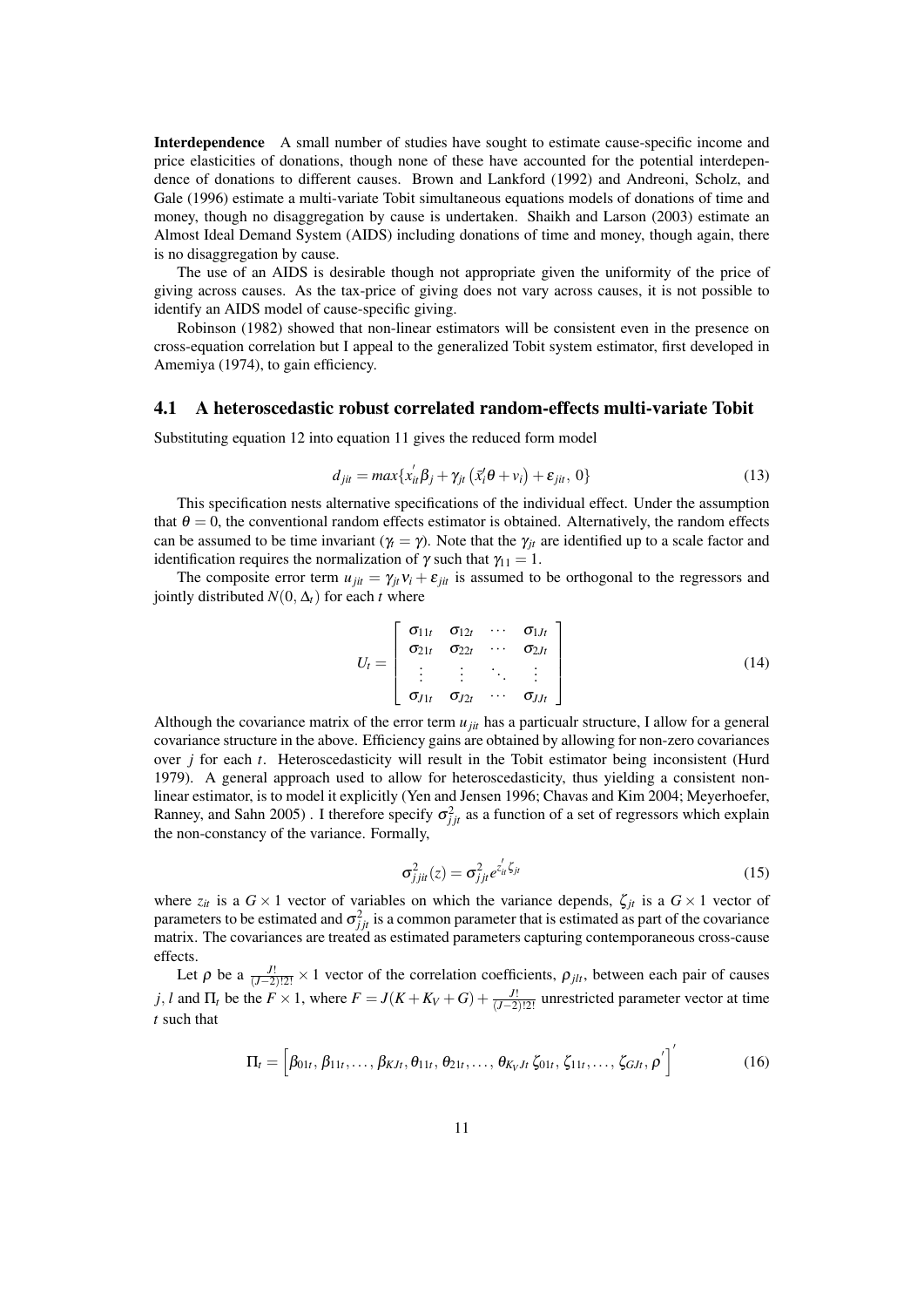**Interdependence** A small number of studies have sought to estimate cause-specific income and price elasticities of donations, though none of these have accounted for the potential interdependence of donations to different causes. Brown and Lankford (1992) and Andreoni, Scholz, and Gale (1996) estimate a multi-variate Tobit simultaneous equations models of donations of time and money, though no disaggregation by cause is undertaken. Shaikh and Larson (2003) estimate an Almost Ideal Demand System (AIDS) including donations of time and money, though again, there is no disaggregation by cause.

The use of an AIDS is desirable though not appropriate given the uniformity of the price of giving across causes. As the tax-price of giving does not vary across causes, it is not possible to identify an AIDS model of cause-specific giving.

Robinson (1982) showed that non-linear estimators will be consistent even in the presence on cross-equation correlation but I appeal to the generalized Tobit system estimator, first developed in Amemiya (1974), to gain efficiency.

## 4.1 A heteroscedastic robust correlated random-effects multi-variate Tobit

Substituting equation 12 into equation 11 gives the reduced form model

$$d_{jit} = max\{x_{it}^{'}\beta_j + \gamma_{jt}\left(\bar{x}_i'\theta + v_i\right) + \varepsilon_{jit},\, 0\} \tag{13}$$

This specification nests alternative specifications of the individual effect. Under the assumption that $\theta = 0$, the conventional random effects estimator is obtained. Alternatively, the random effects can be assumed to be time invariant ($\gamma_t = \gamma$). Note that the $\gamma_{jt}$ are identified up to a scale factor and identification requires the normalization of $\gamma$ such that $\gamma_{11} = 1$.

The composite error term $u_{jit} = \gamma_{jt}v_i + \varepsilon_{jit}$ is assumed to be orthogonal to the regressors and jointly distributed $N(0, \Delta_t)$ for each $t$ where

$$U_t = \begin{bmatrix} \sigma_{11t} & \sigma_{12t} & \cdots & \sigma_{1Jt} \\ \sigma_{21t} & \sigma_{22t} & \cdots & \sigma_{2Jt} \\ \vdots & \vdots & \ddots & \vdots \\ \sigma_{J1t} & \sigma_{J2t} & \cdots & \sigma_{JJt} \end{bmatrix} \tag{14}$$

Although the covariance matrix of the error term $u_{jit}$ has a particualr structure, I allow for a general covariance structure in the above. Efficiency gains are obtained by allowing for non-zero covariances over $j$ for each $t$. Heteroscedasticity will result in the Tobit estimator being inconsistent (Hurd 1979). A general approach used to allow for heteroscedasticity, thus yielding a consistent non-linear estimator, is to model it explicitly (Yen and Jensen 1996; Chavas and Kim 2004; Meyerhoefer, Ranney, and Sahn 2005) . I therefore specify $\sigma_{jjt}^2$ as a function of a set of regressors which explain the non-constancy of the variance. Formally,

$$\sigma_{jjit}^2(z) = \sigma_{jjt}^2 e^{z_{it}^{'}\zeta_{jt}} \tag{15}$$

where $z_{it}$ is a $G \times 1$ vector of variables on which the variance depends, $\zeta_{jt}$ is a $G \times 1$ vector of parameters to be estimated and $\sigma_{jjt}^2$ is a common parameter that is estimated as part of the covariance matrix. The covariances are treated as estimated parameters capturing contemporaneous cross-cause effects.

Let $\rho$ be a $\frac{J!}{(J-2)!2!} \times 1$ vector of the correlation coefficients, $\rho_{jlt}$, between each pair of causes $j, l$ and $\Pi_t$ be the $F \times 1$, where $F = J(K + K_V + G) + \frac{J!}{(J-2)!2!}$ unrestricted parameter vector at time $t$ such that

$$\Pi_t = \left[\beta_{01t}, \beta_{11t}, \ldots, \beta_{KJt}, \theta_{11t}, \theta_{21t}, \ldots, \theta_{K_VJt}\, \zeta_{01t}, \zeta_{11t}, \ldots, \zeta_{GJt}, \rho^{'}\right]^{'} \tag{16}$$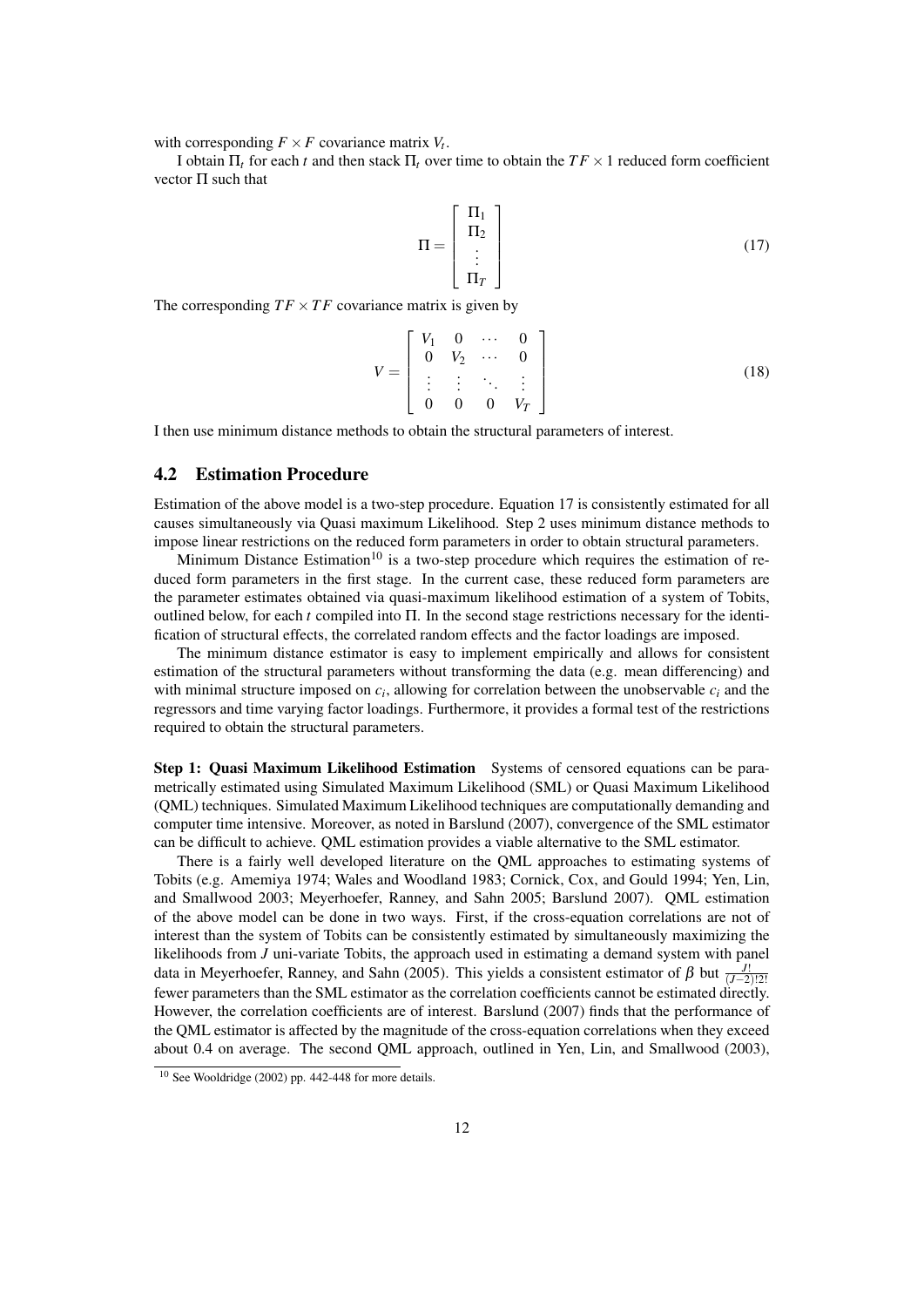with corresponding $F \times F$ covariance matrix $V_t$.

I obtain $\Pi_t$ for each $t$ and then stack $\Pi_t$ over time to obtain the $TF \times 1$ reduced form coefficient vector $\Pi$ such that

$$\Pi = \begin{bmatrix} \Pi_1 \\ \Pi_2 \\ \vdots \\ \Pi_T \end{bmatrix} \tag{17}$$

The corresponding $TF \times TF$ covariance matrix is given by

$$V = \begin{bmatrix} V_1 & 0 & \cdots & 0 \\ 0 & V_2 & \cdots & 0 \\ \vdots & \vdots & \ddots & \vdots \\ 0 & 0 & 0 & V_T \end{bmatrix} \tag{18}$$

I then use minimum distance methods to obtain the structural parameters of interest.

## 4.2 Estimation Procedure

Estimation of the above model is a two-step procedure. Equation 17 is consistently estimated for all causes simultaneously via Quasi maximum Likelihood. Step 2 uses minimum distance methods to impose linear restrictions on the reduced form parameters in order to obtain structural parameters.

Minimum Distance Estimation[10] is a two-step procedure which requires the estimation of reduced form parameters in the first stage. In the current case, these reduced form parameters are the parameter estimates obtained via quasi-maximum likelihood estimation of a system of Tobits, outlined below, for each $t$ compiled into $\Pi$. In the second stage restrictions necessary for the identification of structural effects, the correlated random effects and the factor loadings are imposed.

The minimum distance estimator is easy to implement empirically and allows for consistent estimation of the structural parameters without transforming the data (e.g. mean differencing) and with minimal structure imposed on $c_i$, allowing for correlation between the unobservable $c_i$ and the regressors and time varying factor loadings. Furthermore, it provides a formal test of the restrictions required to obtain the structural parameters.

**Step 1: Quasi Maximum Likelihood Estimation** Systems of censored equations can be parametrically estimated using Simulated Maximum Likelihood (SML) or Quasi Maximum Likelihood (QML) techniques. Simulated Maximum Likelihood techniques are computationally demanding and computer time intensive. Moreover, as noted in Barslund (2007), convergence of the SML estimator can be difficult to achieve. QML estimation provides a viable alternative to the SML estimator.

There is a fairly well developed literature on the QML approaches to estimating systems of Tobits (e.g. Amemiya 1974; Wales and Woodland 1983; Cornick, Cox, and Gould 1994; Yen, Lin, and Smallwood 2003; Meyerhoefer, Ranney, and Sahn 2005; Barslund 2007). QML estimation of the above model can be done in two ways. First, if the cross-equation correlations are not of interest than the system of Tobits can be consistently estimated by simultaneously maximizing the likelihoods from $J$ uni-variate Tobits, the approach used in estimating a demand system with panel data in Meyerhoefer, Ranney, and Sahn (2005). This yields a consistent estimator of $\beta$ but $\frac{J!}{(J-2)!2!}$ fewer parameters than the SML estimator as the correlation coefficients cannot be estimated directly. However, the correlation coefficients are of interest. Barslund (2007) finds that the performance of the QML estimator is affected by the magnitude of the cross-equation correlations when they exceed about 0.4 on average. The second QML approach, outlined in Yen, Lin, and Smallwood (2003),

[10] See Wooldridge (2002) pp. 442-448 for more details.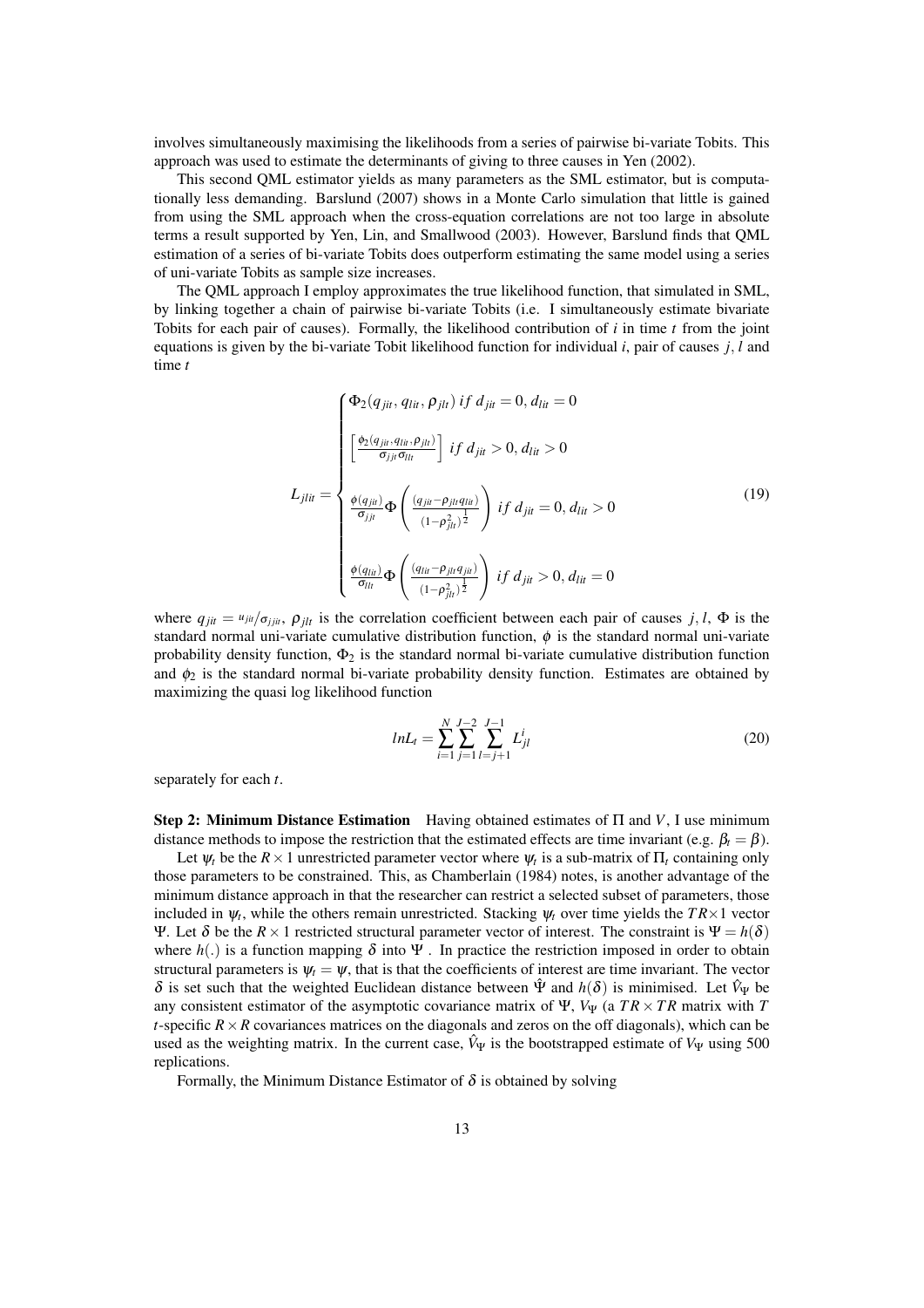involves simultaneously maximising the likelihoods from a series of pairwise bi-variate Tobits. This approach was used to estimate the determinants of giving to three causes in Yen (2002).

This second QML estimator yields as many parameters as the SML estimator, but is computationally less demanding. Barslund (2007) shows in a Monte Carlo simulation that little is gained from using the SML approach when the cross-equation correlations are not too large in absolute terms a result supported by Yen, Lin, and Smallwood (2003). However, Barslund finds that QML estimation of a series of bi-variate Tobits does outperform estimating the same model using a series of uni-variate Tobits as sample size increases.

The QML approach I employ approximates the true likelihood function, that simulated in SML, by linking together a chain of pairwise bi-variate Tobits (i.e. I simultaneously estimate bivariate Tobits for each pair of causes). Formally, the likelihood contribution of $i$ in time $t$ from the joint equations is given by the bi-variate Tobit likelihood function for individual $i$, pair of causes $j,l$ and time $t$

$$
L_{jlit} = \begin{cases} \Phi_2(q_{jit}, q_{lit}, \rho_{jlt}) \; if \; d_{jit} = 0, d_{lit} = 0 \\ \left[ \frac{\phi_2(q_{jit}, q_{lit}, \rho_{jlt})}{\sigma_{jjt}\sigma_{llt}} \right] \; if \; d_{jit} > 0, d_{lit} > 0 \\ \frac{\phi(q_{jit})}{\sigma_{jjt}} \Phi\left( \frac{(q_{jit} - \rho_{jlt} q_{lit})}{(1-\rho_{jlt}^2)^{\frac{1}{2}}} \right) \; if \; d_{jit} = 0, d_{lit} > 0 \\ \frac{\phi(q_{lit})}{\sigma_{llt}} \Phi\left( \frac{(q_{lit} - \rho_{jlt} q_{jit})}{(1-\rho_{jlt}^2)^{\frac{1}{2}}} \right) \; if \; d_{jit} > 0, d_{lit} = 0 \end{cases} \tag{19}
$$

where $q_{jit} = {u_{jit}}/{\sigma_{jjit}}$, $\rho_{jlt}$ is the correlation coefficient between each pair of causes $j,l$, $\Phi$ is the standard normal uni-variate cumulative distribution function, $\phi$ is the standard normal uni-variate probability density function, $\Phi_2$ is the standard normal bi-variate cumulative distribution function and $\phi_2$ is the standard normal bi-variate probability density function. Estimates are obtained by maximizing the quasi log likelihood function

$$
lnL_t = \sum_{i=1}^{N} \sum_{j=1}^{J-2} \sum_{l=j+1}^{J-1} L_{jl}^{i} \tag{20}
$$

separately for each $t$.

**Step 2: Minimum Distance Estimation** Having obtained estimates of $\Pi$ and $V$, I use minimum distance methods to impose the restriction that the estimated effects are time invariant (e.g. $\beta_t = \beta$).

Let $\psi_t$ be the $R \times 1$ unrestricted parameter vector where $\psi_t$ is a sub-matrix of $\Pi_t$ containing only those parameters to be constrained. This, as Chamberlain (1984) notes, is another advantage of the minimum distance approach in that the researcher can restrict a selected subset of parameters, those included in $\psi_t$, while the others remain unrestricted. Stacking $\psi_t$ over time yields the $TR \times 1$ vector $\Psi$. Let $\delta$ be the $R \times 1$ restricted structural parameter vector of interest. The constraint is $\Psi = h(\delta)$ where $h(.)$ is a function mapping $\delta$ into $\Psi$ . In practice the restriction imposed in order to obtain structural parameters is $\psi_t = \psi$, that is that the coefficients of interest are time invariant. The vector $\delta$ is set such that the weighted Euclidean distance between $\hat{\Psi}$ and $h(\delta)$ is minimised. Let $\hat{V}_\Psi$ be any consistent estimator of the asymptotic covariance matrix of $\Psi$, $V_\Psi$ (a $TR \times TR$ matrix with $T$ $t$-specific $R \times R$ covariances matrices on the diagonals and zeros on the off diagonals), which can be used as the weighting matrix. In the current case, $\hat{V}_\Psi$ is the bootstrapped estimate of $V_\Psi$ using 500 replications.

Formally, the Minimum Distance Estimator of $\delta$ is obtained by solving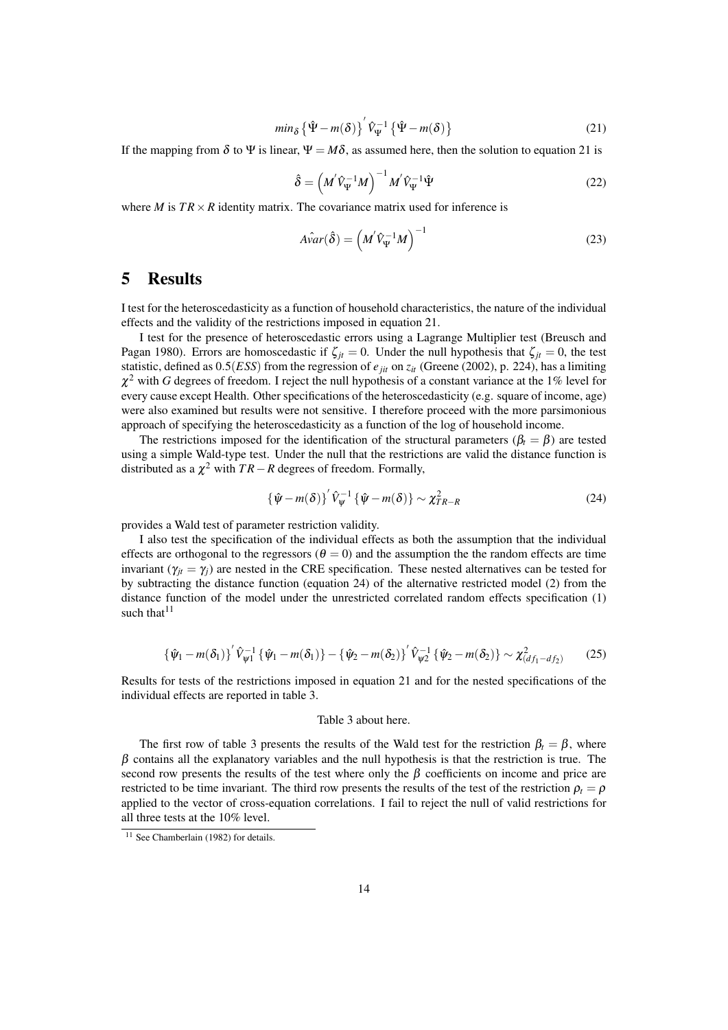$$min_{\delta}\left\{\hat{\Psi}-m(\delta)\right\}^{'}\hat{V}_{\Psi}^{-1}\left\{\hat{\Psi}-m(\delta)\right\} \tag{21}$$

If the mapping from $\delta$ to $\Psi$ is linear, $\Psi = M\delta$, as assumed here, then the solution to equation 21 is

$$\hat{\delta} = \left(M^{'}\hat{V}_{\Psi}^{-1}M\right)^{-1}M^{'}\hat{V}_{\Psi}^{-1}\hat{\Psi} \tag{22}$$

where $M$ is $TR \times R$ identity matrix. The covariance matrix used for inference is

$$A\hat{var}(\hat{\delta}) = \left(M^{'}\hat{V}_{\Psi}^{-1}M\right)^{-1} \tag{23}$$

# 5 Results

I test for the heteroscedasticity as a function of household characteristics, the nature of the individual effects and the validity of the restrictions imposed in equation 21.

I test for the presence of heteroscedastic errors using a Lagrange Multiplier test (Breusch and Pagan 1980). Errors are homoscedastic if $\zeta_{jt} = 0$. Under the null hypothesis that $\zeta_{jt} = 0$, the test statistic, defined as $0.5(ESS)$ from the regression of $e_{jit}$ on $z_{it}$ (Greene (2002), p. 224), has a limiting $\chi^2$ with $G$ degrees of freedom. I reject the null hypothesis of a constant variance at the 1% level for every cause except Health. Other specifications of the heteroscedasticity (e.g. square of income, age) were also examined but results were not sensitive. I therefore proceed with the more parsimonious approach of specifying the heteroscedasticity as a function of the log of household income.

The restrictions imposed for the identification of the structural parameters ($\beta_t = \beta$) are tested using a simple Wald-type test. Under the null that the restrictions are valid the distance function is distributed as a $\chi^2$ with $TR - R$ degrees of freedom. Formally,

$$\left\{\hat{\psi}-m(\delta)\right\}^{'}\hat{V}_{\psi}^{-1}\left\{\hat{\psi}-m(\delta)\right\} \sim \chi^2_{TR-R} \tag{24}$$

provides a Wald test of parameter restriction validity.

I also test the specification of the individual effects as both the assumption that the individual effects are orthogonal to the regressors ($\theta = 0$) and the assumption the the random effects are time invariant ($\gamma_{jt} = \gamma_j$) are nested in the CRE specification. These nested alternatives can be tested for by subtracting the distance function (equation 24) of the alternative restricted model (2) from the distance function of the model under the unrestricted correlated random effects specification (1) such that[11]

$$\left\{\hat{\psi}_1-m(\delta_1)\right\}^{'}\hat{V}_{\psi 1}^{-1}\left\{\hat{\psi}_1-m(\delta_1)\right\}-\left\{\hat{\psi}_2-m(\delta_2)\right\}^{'}\hat{V}_{\psi 2}^{-1}\left\{\hat{\psi}_2-m(\delta_2)\right\} \sim \chi^2_{(df_1-df_2)} \tag{25}$$

Results for tests of the restrictions imposed in equation 21 and for the nested specifications of the individual effects are reported in table 3.

Table 3 about here.

The first row of table 3 presents the results of the Wald test for the restriction $\beta_t = \beta$, where $\beta$ contains all the explanatory variables and the null hypothesis is that the restriction is true. The second row presents the results of the test where only the $\beta$ coefficients on income and price are restricted to be time invariant. The third row presents the results of the test of the restriction $\rho_t = \rho$ applied to the vector of cross-equation correlations. I fail to reject the null of valid restrictions for all three tests at the 10% level.

[11] See Chamberlain (1982) for details.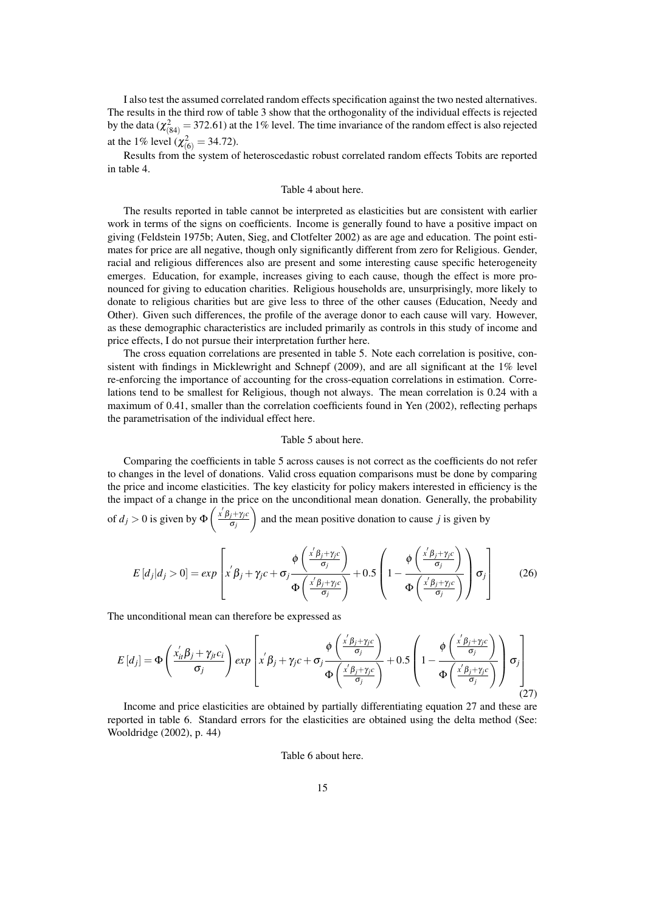I also test the assumed correlated random effects specification against the two nested alternatives. The results in the third row of table 3 show that the orthogonality of the individual effects is rejected by the data ($\chi^2_{(84)} = 372.61$) at the 1% level. The time invariance of the random effect is also rejected at the 1% level ($\chi^2_{(6)} = 34.72$).

Results from the system of heteroscedastic robust correlated random effects Tobits are reported in table 4.

Table 4 about here.

The results reported in table cannot be interpreted as elasticities but are consistent with earlier work in terms of the signs on coefficients. Income is generally found to have a positive impact on giving (Feldstein 1975b; Auten, Sieg, and Clotfelter 2002) as are age and education. The point estimates for price are all negative, though only significantly different from zero for Religious. Gender, racial and religious differences also are present and some interesting cause specific heterogeneity emerges. Education, for example, increases giving to each cause, though the effect is more pronounced for giving to education charities. Religious households are, unsurprisingly, more likely to donate to religious charities but are give less to three of the other causes (Education, Needy and Other). Given such differences, the profile of the average donor to each cause will vary. However, as these demographic characteristics are included primarily as controls in this study of income and price effects, I do not pursue their interpretation further here.

The cross equation correlations are presented in table 5. Note each correlation is positive, consistent with findings in Micklewright and Schnepf (2009), and are all significant at the 1% level re-enforcing the importance of accounting for the cross-equation correlations in estimation. Correlations tend to be smallest for Religious, though not always. The mean correlation is 0.24 with a maximum of 0.41, smaller than the correlation coefficients found in Yen (2002), reflecting perhaps the parametrisation of the individual effect here.

Table 5 about here.

Comparing the coefficients in table 5 across causes is not correct as the coefficients do not refer to changes in the level of donations. Valid cross equation comparisons must be done by comparing the price and income elasticities. The key elasticity for policy makers interested in efficiency is the the impact of a change in the price on the unconditional mean donation. Generally, the probability of $d_j > 0$ is given by $\Phi\left(\frac{x'\beta_j+\gamma_j c}{\sigma_j}\right)$ and the mean positive donation to cause $j$ is given by

$$E\left[d_j|d_j>0\right] = exp\left[x'\beta_j + \gamma_j c + \sigma_j \frac{\phi\left(\frac{x'\beta_j+\gamma_j c}{\sigma_j}\right)}{\Phi\left(\frac{x'\beta_j+\gamma_j c}{\sigma_j}\right)} + 0.5\left(1 - \frac{\phi\left(\frac{x'\beta_j+\gamma_j c}{\sigma_j}\right)}{\Phi\left(\frac{x'\beta_j+\gamma_j c}{\sigma_j}\right)}\right)\sigma_j\right] \tag{26}$$

The unconditional mean can therefore be expressed as

$$E\left[d_j\right] = \Phi\left(\frac{x_{it}'\beta_j + \gamma_{jt} c_i}{\sigma_j}\right) exp\left[x'\beta_j + \gamma_j c + \sigma_j \frac{\phi\left(\frac{x'\beta_j+\gamma_j c}{\sigma_j}\right)}{\Phi\left(\frac{x'\beta_j+\gamma_j c}{\sigma_j}\right)} + 0.5\left(1 - \frac{\phi\left(\frac{x'\beta_j+\gamma_j c}{\sigma_j}\right)}{\Phi\left(\frac{x'\beta_j+\gamma_j c}{\sigma_j}\right)}\right)\sigma_j\right] \tag{27}$$

Income and price elasticities are obtained by partially differentiating equation 27 and these are reported in table 6. Standard errors for the elasticities are obtained using the delta method (See: Wooldridge (2002), p. 44)

Table 6 about here.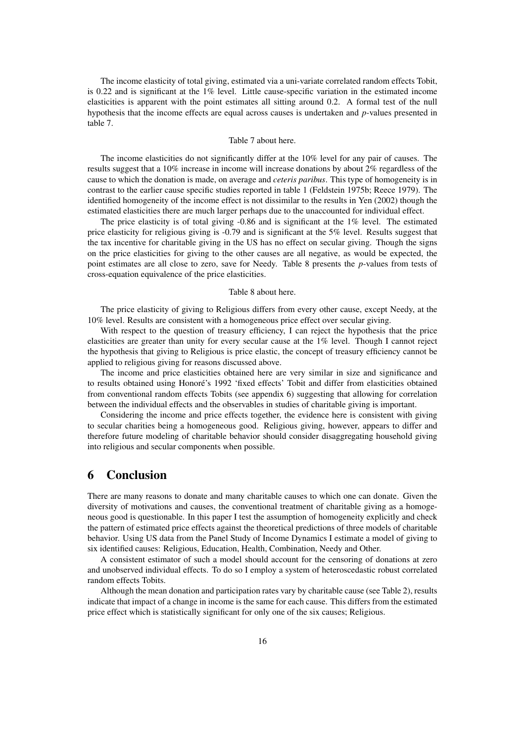The income elasticity of total giving, estimated via a uni-variate correlated random effects Tobit, is 0.22 and is significant at the 1% level. Little cause-specific variation in the estimated income elasticities is apparent with the point estimates all sitting around 0.2. A formal test of the null hypothesis that the income effects are equal across causes is undertaken and *p*-values presented in table 7.

Table 7 about here.

The income elasticities do not significantly differ at the 10% level for any pair of causes. The results suggest that a 10% increase in income will increase donations by about 2% regardless of the cause to which the donation is made, on average and *ceteris paribus*. This type of homogeneity is in contrast to the earlier cause specific studies reported in table 1 (Feldstein 1975b; Reece 1979). The identified homogeneity of the income effect is not dissimilar to the results in Yen (2002) though the estimated elasticities there are much larger perhaps due to the unaccounted for individual effect.

The price elasticity is of total giving -0.86 and is significant at the 1% level. The estimated price elasticity for religious giving is -0.79 and is significant at the 5% level. Results suggest that the tax incentive for charitable giving in the US has no effect on secular giving. Though the signs on the price elasticities for giving to the other causes are all negative, as would be expected, the point estimates are all close to zero, save for Needy. Table 8 presents the *p*-values from tests of cross-equation equivalence of the price elasticities.

Table 8 about here.

The price elasticity of giving to Religious differs from every other cause, except Needy, at the 10% level. Results are consistent with a homogeneous price effect over secular giving.

With respect to the question of treasury efficiency, I can reject the hypothesis that the price elasticities are greater than unity for every secular cause at the 1% level. Though I cannot reject the hypothesis that giving to Religious is price elastic, the concept of treasury efficiency cannot be applied to religious giving for reasons discussed above.

The income and price elasticities obtained here are very similar in size and significance and to results obtained using Honoré's 1992 'fixed effects' Tobit and differ from elasticities obtained from conventional random effects Tobits (see appendix 6) suggesting that allowing for correlation between the individual effects and the observables in studies of charitable giving is important.

Considering the income and price effects together, the evidence here is consistent with giving to secular charities being a homogeneous good. Religious giving, however, appears to differ and therefore future modeling of charitable behavior should consider disaggregating household giving into religious and secular components when possible.

# 6 Conclusion

There are many reasons to donate and many charitable causes to which one can donate. Given the diversity of motivations and causes, the conventional treatment of charitable giving as a homogeneous good is questionable. In this paper I test the assumption of homogeneity explicitly and check the pattern of estimated price effects against the theoretical predictions of three models of charitable behavior. Using US data from the Panel Study of Income Dynamics I estimate a model of giving to six identified causes: Religious, Education, Health, Combination, Needy and Other.

A consistent estimator of such a model should account for the censoring of donations at zero and unobserved individual effects. To do so I employ a system of heteroscedastic robust correlated random effects Tobits.

Although the mean donation and participation rates vary by charitable cause (see Table 2), results indicate that impact of a change in income is the same for each cause. This differs from the estimated price effect which is statistically significant for only one of the six causes; Religious.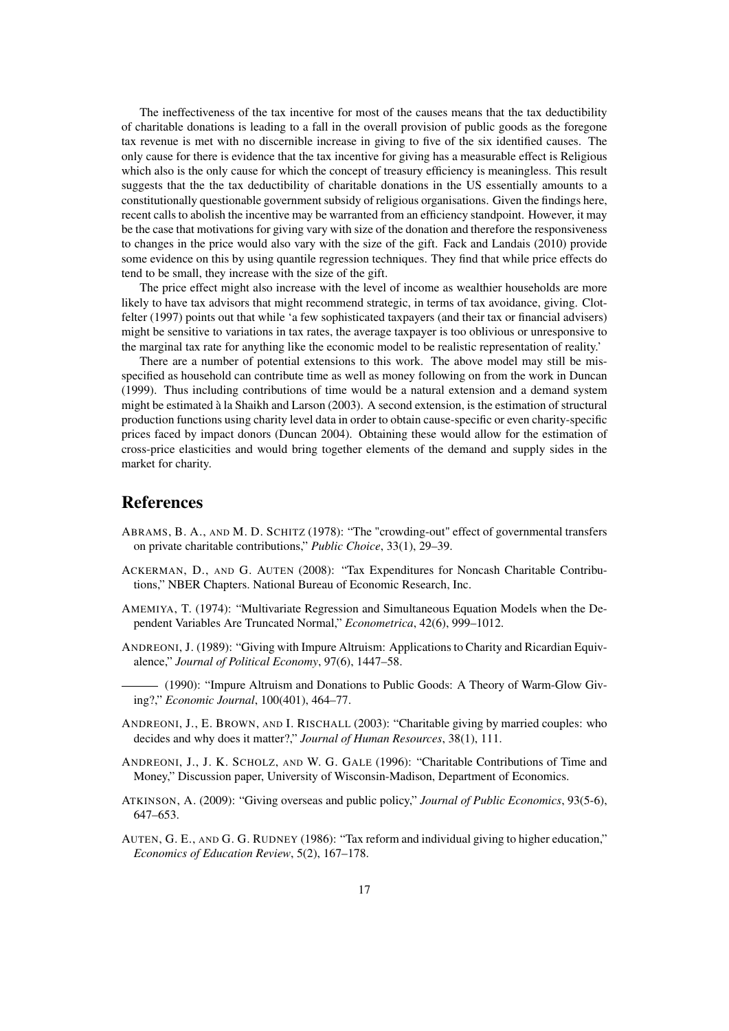The ineffectiveness of the tax incentive for most of the causes means that the tax deductibility of charitable donations is leading to a fall in the overall provision of public goods as the foregone tax revenue is met with no discernible increase in giving to five of the six identified causes. The only cause for there is evidence that the tax incentive for giving has a measurable effect is Religious which also is the only cause for which the concept of treasury efficiency is meaningless. This result suggests that the the tax deductibility of charitable donations in the US essentially amounts to a constitutionally questionable government subsidy of religious organisations. Given the findings here, recent calls to abolish the incentive may be warranted from an efficiency standpoint. However, it may be the case that motivations for giving vary with size of the donation and therefore the responsiveness to changes in the price would also vary with the size of the gift. Fack and Landais (2010) provide some evidence on this by using quantile regression techniques. They find that while price effects do tend to be small, they increase with the size of the gift.

The price effect might also increase with the level of income as wealthier households are more likely to have tax advisors that might recommend strategic, in terms of tax avoidance, giving. Clotfelter (1997) points out that while 'a few sophisticated taxpayers (and their tax or financial advisers) might be sensitive to variations in tax rates, the average taxpayer is too oblivious or unresponsive to the marginal tax rate for anything like the economic model to be realistic representation of reality.'

There are a number of potential extensions to this work. The above model may still be misspecified as household can contribute time as well as money following on from the work in Duncan (1999). Thus including contributions of time would be a natural extension and a demand system might be estimated à la Shaikh and Larson (2003). A second extension, is the estimation of structural production functions using charity level data in order to obtain cause-specific or even charity-specific prices faced by impact donors (Duncan 2004). Obtaining these would allow for the estimation of cross-price elasticities and would bring together elements of the demand and supply sides in the market for charity.

# References

ABRAMS, B. A., AND M. D. SCHITZ (1978): "The "crowding-out" effect of governmental transfers on private charitable contributions," *Public Choice*, 33(1), 29–39.

ACKERMAN, D., AND G. AUTEN (2008): "Tax Expenditures for Noncash Charitable Contributions," NBER Chapters. National Bureau of Economic Research, Inc.

AMEMIYA, T. (1974): "Multivariate Regression and Simultaneous Equation Models when the Dependent Variables Are Truncated Normal," *Econometrica*, 42(6), 999–1012.

ANDREONI, J. (1989): "Giving with Impure Altruism: Applications to Charity and Ricardian Equivalence," *Journal of Political Economy*, 97(6), 1447–58.

——— (1990): "Impure Altruism and Donations to Public Goods: A Theory of Warm-Glow Giving?," *Economic Journal*, 100(401), 464–77.

ANDREONI, J., E. BROWN, AND I. RISCHALL (2003): "Charitable giving by married couples: who decides and why does it matter?," *Journal of Human Resources*, 38(1), 111.

ANDREONI, J., J. K. SCHOLZ, AND W. G. GALE (1996): "Charitable Contributions of Time and Money," Discussion paper, University of Wisconsin-Madison, Department of Economics.

ATKINSON, A. (2009): "Giving overseas and public policy," *Journal of Public Economics*, 93(5-6), 647–653.

AUTEN, G. E., AND G. G. RUDNEY (1986): "Tax reform and individual giving to higher education," *Economics of Education Review*, 5(2), 167–178.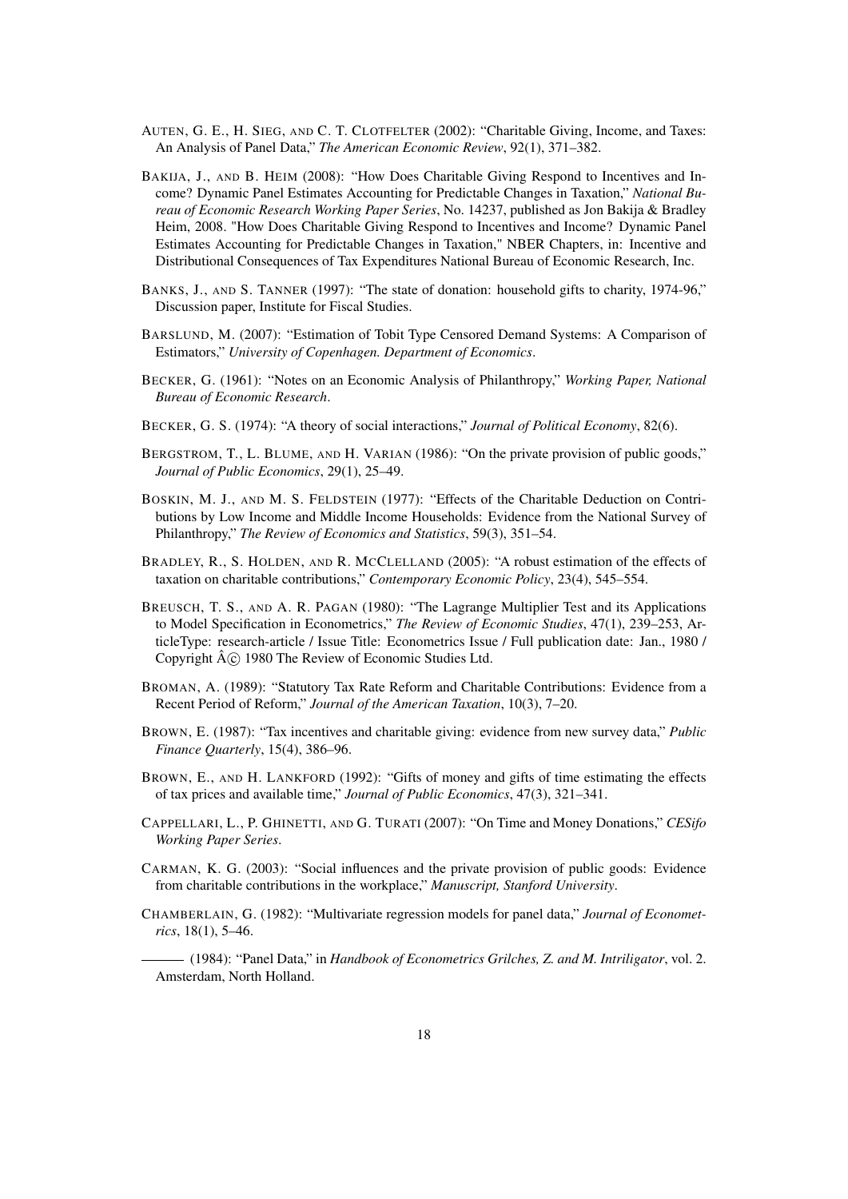AUTEN, G. E., H. SIEG, AND C. T. CLOTFELTER (2002): "Charitable Giving, Income, and Taxes: An Analysis of Panel Data," *The American Economic Review*, 92(1), 371–382.

BAKIJA, J., AND B. HEIM (2008): "How Does Charitable Giving Respond to Incentives and Income? Dynamic Panel Estimates Accounting for Predictable Changes in Taxation," *National Bureau of Economic Research Working Paper Series*, No. 14237, published as Jon Bakija & Bradley Heim, 2008. "How Does Charitable Giving Respond to Incentives and Income? Dynamic Panel Estimates Accounting for Predictable Changes in Taxation," NBER Chapters, in: Incentive and Distributional Consequences of Tax Expenditures National Bureau of Economic Research, Inc.

BANKS, J., AND S. TANNER (1997): "The state of donation: household gifts to charity, 1974-96," Discussion paper, Institute for Fiscal Studies.

BARSLUND, M. (2007): "Estimation of Tobit Type Censored Demand Systems: A Comparison of Estimators," *University of Copenhagen. Department of Economics*.

BECKER, G. (1961): "Notes on an Economic Analysis of Philanthropy," *Working Paper, National Bureau of Economic Research*.

BECKER, G. S. (1974): "A theory of social interactions," *Journal of Political Economy*, 82(6).

BERGSTROM, T., L. BLUME, AND H. VARIAN (1986): "On the private provision of public goods," *Journal of Public Economics*, 29(1), 25–49.

BOSKIN, M. J., AND M. S. FELDSTEIN (1977): "Effects of the Charitable Deduction on Contributions by Low Income and Middle Income Households: Evidence from the National Survey of Philanthropy," *The Review of Economics and Statistics*, 59(3), 351–54.

BRADLEY, R., S. HOLDEN, AND R. MCCLELLAND (2005): "A robust estimation of the effects of taxation on charitable contributions," *Contemporary Economic Policy*, 23(4), 545–554.

BREUSCH, T. S., AND A. R. PAGAN (1980): "The Lagrange Multiplier Test and its Applications to Model Specification in Econometrics," *The Review of Economic Studies*, 47(1), 239–253, ArticleType: research-article / Issue Title: Econometrics Issue / Full publication date: Jan., 1980 / Copyright Â© 1980 The Review of Economic Studies Ltd.

BROMAN, A. (1989): "Statutory Tax Rate Reform and Charitable Contributions: Evidence from a Recent Period of Reform," *Journal of the American Taxation*, 10(3), 7–20.

BROWN, E. (1987): "Tax incentives and charitable giving: evidence from new survey data," *Public Finance Quarterly*, 15(4), 386–96.

BROWN, E., AND H. LANKFORD (1992): "Gifts of money and gifts of time estimating the effects of tax prices and available time," *Journal of Public Economics*, 47(3), 321–341.

CAPPELLARI, L., P. GHINETTI, AND G. TURATI (2007): "On Time and Money Donations," *CESifo Working Paper Series*.

CARMAN, K. G. (2003): "Social influences and the private provision of public goods: Evidence from charitable contributions in the workplace," *Manuscript, Stanford University*.

CHAMBERLAIN, G. (1982): "Multivariate regression models for panel data," *Journal of Econometrics*, 18(1), 5–46.

——— (1984): "Panel Data," in *Handbook of Econometrics Grilches, Z. and M. Intriligator*, vol. 2. Amsterdam, North Holland.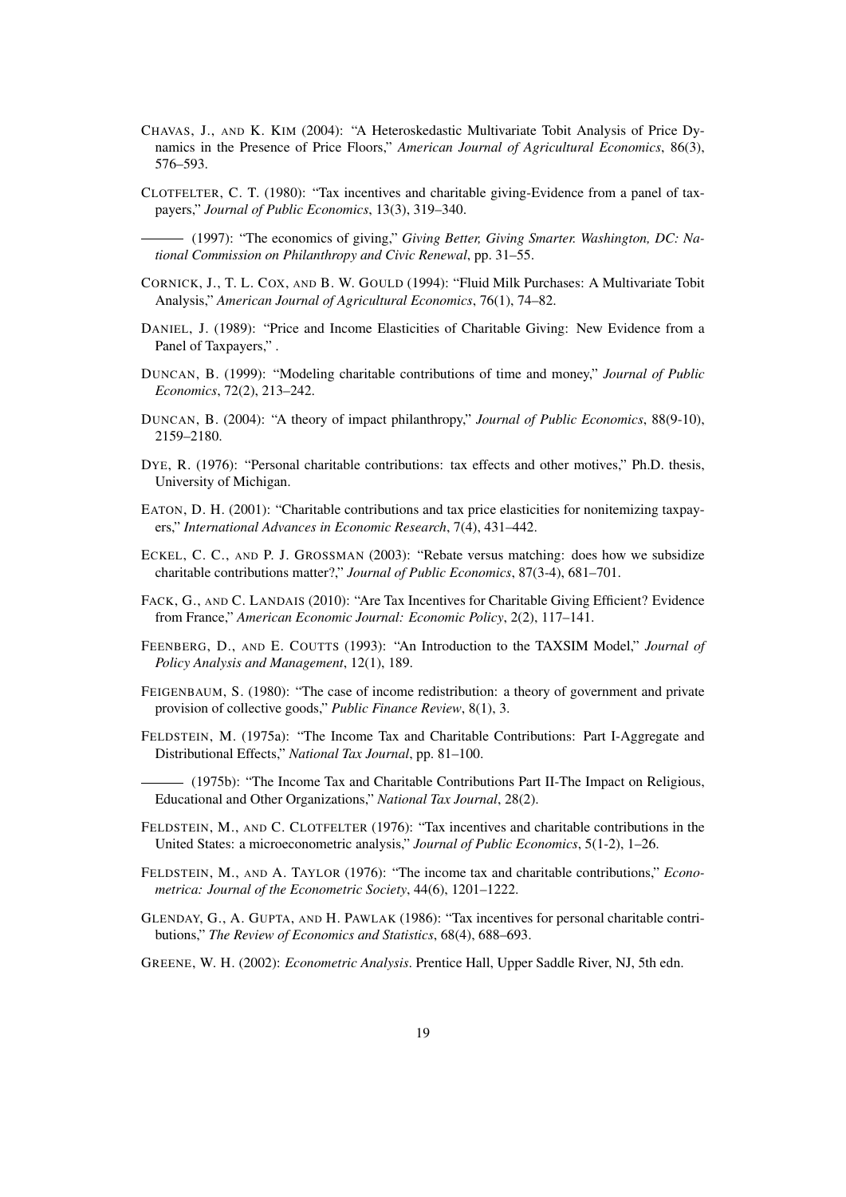CHAVAS, J., AND K. KIM (2004): "A Heteroskedastic Multivariate Tobit Analysis of Price Dynamics in the Presence of Price Floors," *American Journal of Agricultural Economics*, 86(3), 576–593.

CLOTFELTER, C. T. (1980): "Tax incentives and charitable giving-Evidence from a panel of taxpayers," *Journal of Public Economics*, 13(3), 319–340.

——— (1997): "The economics of giving," *Giving Better, Giving Smarter. Washington, DC: National Commission on Philanthropy and Civic Renewal*, pp. 31–55.

CORNICK, J., T. L. COX, AND B. W. GOULD (1994): "Fluid Milk Purchases: A Multivariate Tobit Analysis," *American Journal of Agricultural Economics*, 76(1), 74–82.

DANIEL, J. (1989): "Price and Income Elasticities of Charitable Giving: New Evidence from a Panel of Taxpayers," .

DUNCAN, B. (1999): "Modeling charitable contributions of time and money," *Journal of Public Economics*, 72(2), 213–242.

DUNCAN, B. (2004): "A theory of impact philanthropy," *Journal of Public Economics*, 88(9-10), 2159–2180.

DYE, R. (1976): "Personal charitable contributions: tax effects and other motives," Ph.D. thesis, University of Michigan.

EATON, D. H. (2001): "Charitable contributions and tax price elasticities for nonitemizing taxpayers," *International Advances in Economic Research*, 7(4), 431–442.

ECKEL, C. C., AND P. J. GROSSMAN (2003): "Rebate versus matching: does how we subsidize charitable contributions matter?," *Journal of Public Economics*, 87(3-4), 681–701.

FACK, G., AND C. LANDAIS (2010): "Are Tax Incentives for Charitable Giving Efficient? Evidence from France," *American Economic Journal: Economic Policy*, 2(2), 117–141.

FEENBERG, D., AND E. COUTTS (1993): "An Introduction to the TAXSIM Model," *Journal of Policy Analysis and Management*, 12(1), 189.

FEIGENBAUM, S. (1980): "The case of income redistribution: a theory of government and private provision of collective goods," *Public Finance Review*, 8(1), 3.

FELDSTEIN, M. (1975a): "The Income Tax and Charitable Contributions: Part I-Aggregate and Distributional Effects," *National Tax Journal*, pp. 81–100.

——— (1975b): "The Income Tax and Charitable Contributions Part II-The Impact on Religious, Educational and Other Organizations," *National Tax Journal*, 28(2).

FELDSTEIN, M., AND C. CLOTFELTER (1976): "Tax incentives and charitable contributions in the United States: a microeconometric analysis," *Journal of Public Economics*, 5(1-2), 1–26.

FELDSTEIN, M., AND A. TAYLOR (1976): "The income tax and charitable contributions," *Econometrica: Journal of the Econometric Society*, 44(6), 1201–1222.

GLENDAY, G., A. GUPTA, AND H. PAWLAK (1986): "Tax incentives for personal charitable contributions," *The Review of Economics and Statistics*, 68(4), 688–693.

GREENE, W. H. (2002): *Econometric Analysis*. Prentice Hall, Upper Saddle River, NJ, 5th edn.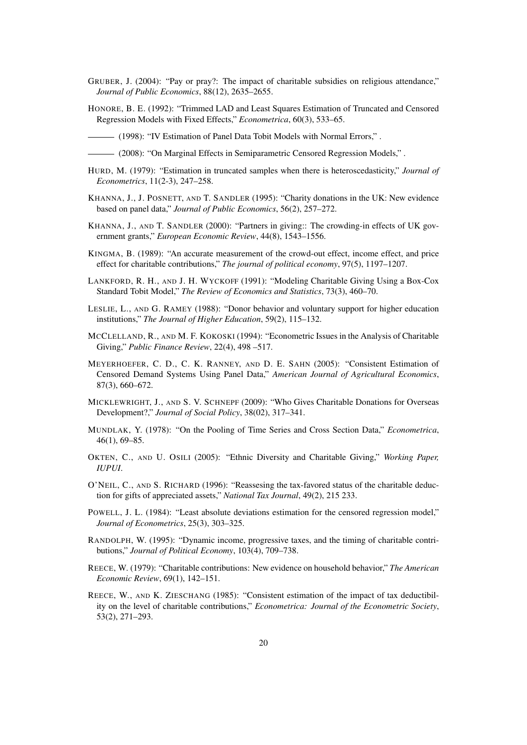GRUBER, J. (2004): "Pay or pray?: The impact of charitable subsidies on religious attendance," *Journal of Public Economics*, 88(12), 2635–2655.

HONORE, B. E. (1992): "Trimmed LAD and Least Squares Estimation of Truncated and Censored Regression Models with Fixed Effects," *Econometrica*, 60(3), 533–65.

——— (1998): "IV Estimation of Panel Data Tobit Models with Normal Errors," .

——— (2008): "On Marginal Effects in Semiparametric Censored Regression Models," .

HURD, M. (1979): "Estimation in truncated samples when there is heteroscedasticity," *Journal of Econometrics*, 11(2-3), 247–258.

KHANNA, J., J. POSNETT, AND T. SANDLER (1995): "Charity donations in the UK: New evidence based on panel data," *Journal of Public Economics*, 56(2), 257–272.

KHANNA, J., AND T. SANDLER (2000): "Partners in giving:: The crowding-in effects of UK government grants," *European Economic Review*, 44(8), 1543–1556.

KINGMA, B. (1989): "An accurate measurement of the crowd-out effect, income effect, and price effect for charitable contributions," *The journal of political economy*, 97(5), 1197–1207.

LANKFORD, R. H., AND J. H. WYCKOFF (1991): "Modeling Charitable Giving Using a Box-Cox Standard Tobit Model," *The Review of Economics and Statistics*, 73(3), 460–70.

LESLIE, L., AND G. RAMEY (1988): "Donor behavior and voluntary support for higher education institutions," *The Journal of Higher Education*, 59(2), 115–132.

MCCLELLAND, R., AND M. F. KOKOSKI (1994): "Econometric Issues in the Analysis of Charitable Giving," *Public Finance Review*, 22(4), 498 –517.

MEYERHOEFER, C. D., C. K. RANNEY, AND D. E. SAHN (2005): "Consistent Estimation of Censored Demand Systems Using Panel Data," *American Journal of Agricultural Economics*, 87(3), 660–672.

MICKLEWRIGHT, J., AND S. V. SCHNEPF (2009): "Who Gives Charitable Donations for Overseas Development?," *Journal of Social Policy*, 38(02), 317–341.

MUNDLAK, Y. (1978): "On the Pooling of Time Series and Cross Section Data," *Econometrica*, 46(1), 69–85.

OKTEN, C., AND U. OSILI (2005): "Ethnic Diversity and Charitable Giving," *Working Paper, IUPUI*.

O'NEIL, C., AND S. RICHARD (1996): "Reassesing the tax-favored status of the charitable deduction for gifts of appreciated assets," *National Tax Journal*, 49(2), 215 233.

POWELL, J. L. (1984): "Least absolute deviations estimation for the censored regression model," *Journal of Econometrics*, 25(3), 303–325.

RANDOLPH, W. (1995): "Dynamic income, progressive taxes, and the timing of charitable contributions," *Journal of Political Economy*, 103(4), 709–738.

REECE, W. (1979): "Charitable contributions: New evidence on household behavior," *The American Economic Review*, 69(1), 142–151.

REECE, W., AND K. ZIESCHANG (1985): "Consistent estimation of the impact of tax deductibility on the level of charitable contributions," *Econometrica: Journal of the Econometric Society*, 53(2), 271–293.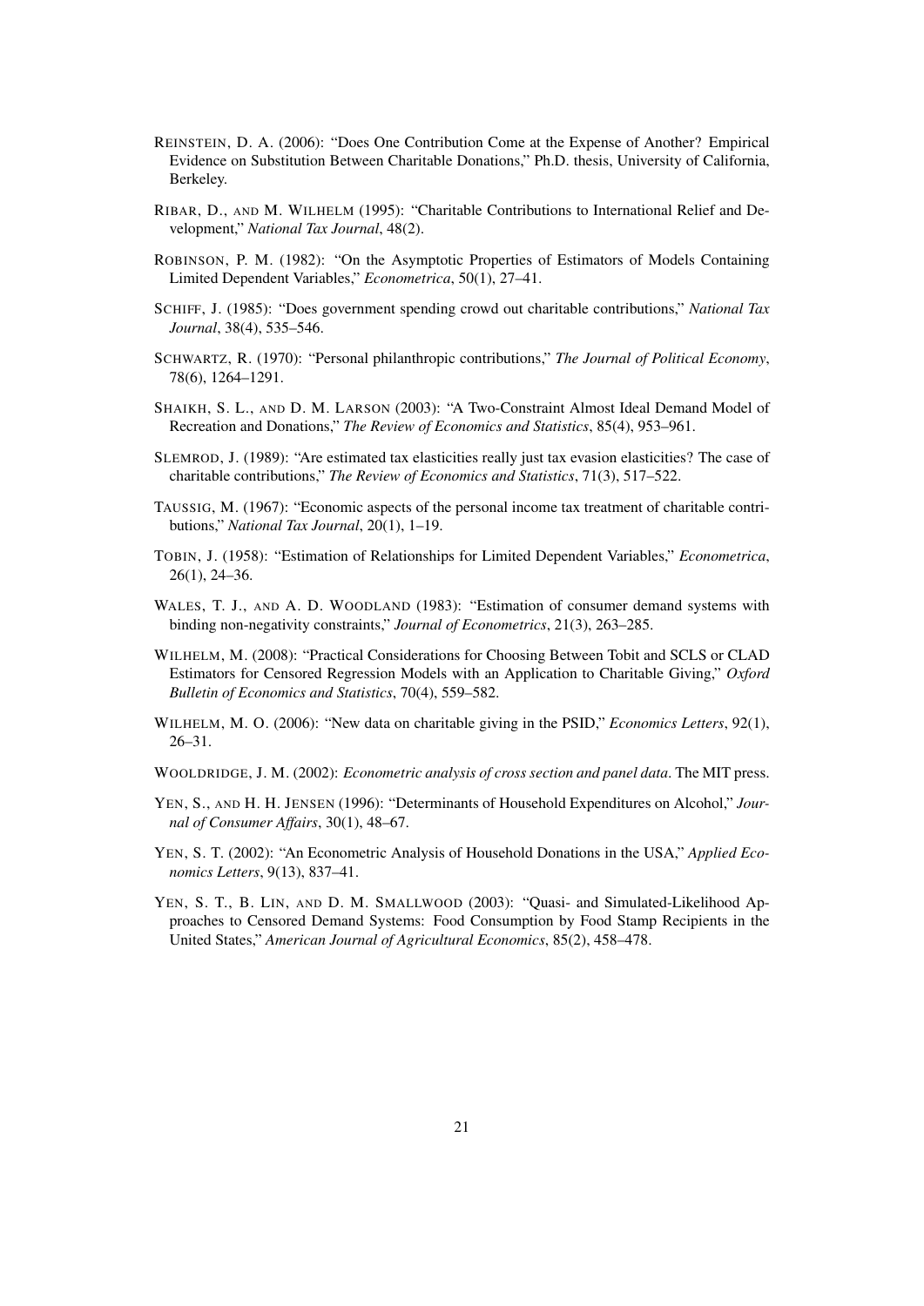REINSTEIN, D. A. (2006): "Does One Contribution Come at the Expense of Another? Empirical Evidence on Substitution Between Charitable Donations," Ph.D. thesis, University of California, Berkeley.

RIBAR, D., AND M. WILHELM (1995): "Charitable Contributions to International Relief and Development," *National Tax Journal*, 48(2).

ROBINSON, P. M. (1982): "On the Asymptotic Properties of Estimators of Models Containing Limited Dependent Variables," *Econometrica*, 50(1), 27–41.

SCHIFF, J. (1985): "Does government spending crowd out charitable contributions," *National Tax Journal*, 38(4), 535–546.

SCHWARTZ, R. (1970): "Personal philanthropic contributions," *The Journal of Political Economy*, 78(6), 1264–1291.

SHAIKH, S. L., AND D. M. LARSON (2003): "A Two-Constraint Almost Ideal Demand Model of Recreation and Donations," *The Review of Economics and Statistics*, 85(4), 953–961.

SLEMROD, J. (1989): "Are estimated tax elasticities really just tax evasion elasticities? The case of charitable contributions," *The Review of Economics and Statistics*, 71(3), 517–522.

TAUSSIG, M. (1967): "Economic aspects of the personal income tax treatment of charitable contributions," *National Tax Journal*, 20(1), 1–19.

TOBIN, J. (1958): "Estimation of Relationships for Limited Dependent Variables," *Econometrica*, 26(1), 24–36.

WALES, T. J., AND A. D. WOODLAND (1983): "Estimation of consumer demand systems with binding non-negativity constraints," *Journal of Econometrics*, 21(3), 263–285.

WILHELM, M. (2008): "Practical Considerations for Choosing Between Tobit and SCLS or CLAD Estimators for Censored Regression Models with an Application to Charitable Giving," *Oxford Bulletin of Economics and Statistics*, 70(4), 559–582.

WILHELM, M. O. (2006): "New data on charitable giving in the PSID," *Economics Letters*, 92(1), 26–31.

WOOLDRIDGE, J. M. (2002): *Econometric analysis of cross section and panel data*. The MIT press.

YEN, S., AND H. H. JENSEN (1996): "Determinants of Household Expenditures on Alcohol," *Journal of Consumer Affairs*, 30(1), 48–67.

YEN, S. T. (2002): "An Econometric Analysis of Household Donations in the USA," *Applied Economics Letters*, 9(13), 837–41.

YEN, S. T., B. LIN, AND D. M. SMALLWOOD (2003): "Quasi- and Simulated-Likelihood Approaches to Censored Demand Systems: Food Consumption by Food Stamp Recipients in the United States," *American Journal of Agricultural Economics*, 85(2), 458–478.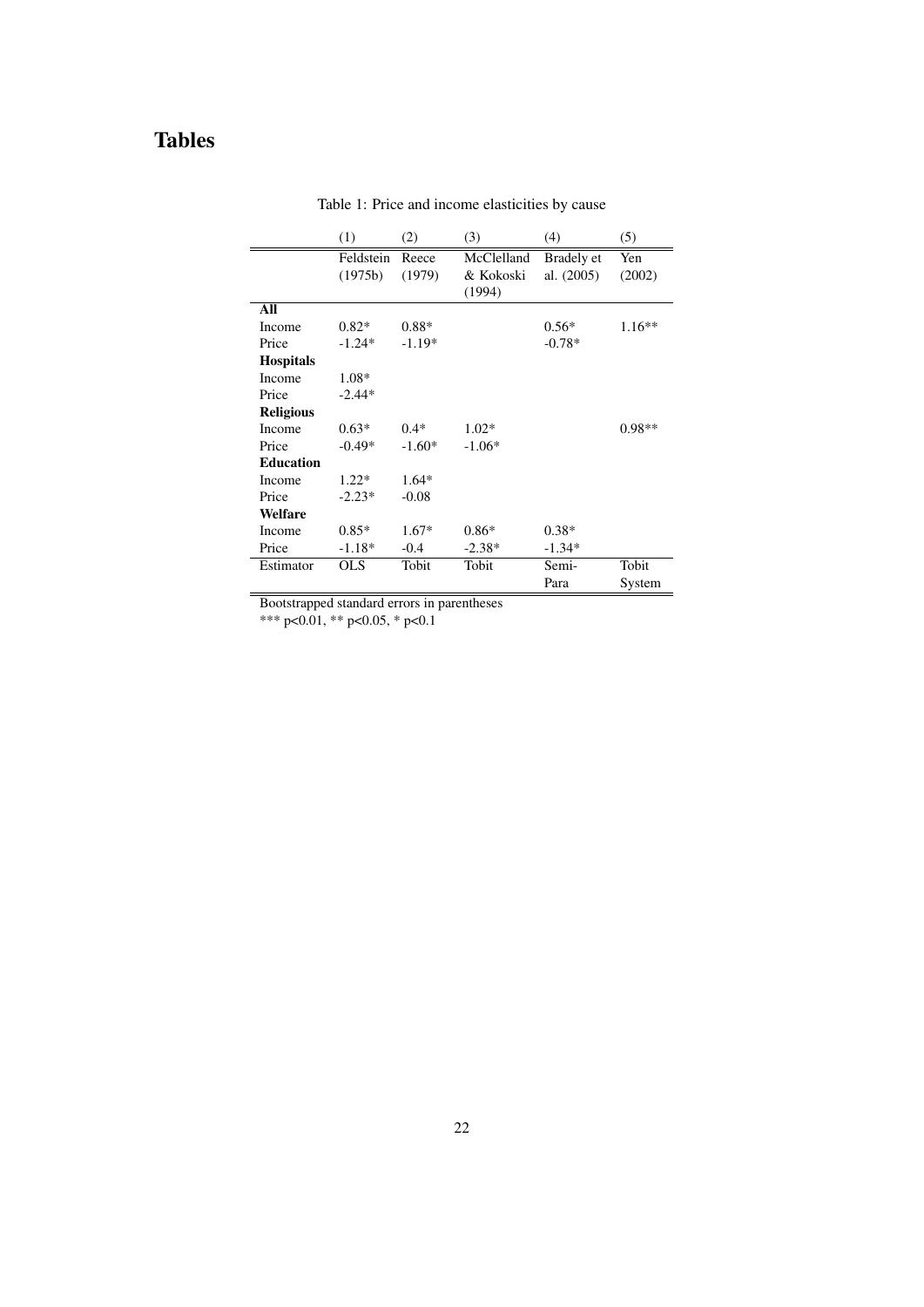# Tables

Table 1: Price and income elasticities by cause

| | (1) | (2) | (3) | (4) | (5) |
|---|---|---|---|---|---|
| | Feldstein (1975b) | Reece (1979) | McClelland & Kokoski (1994) | Bradely et al. (2005) | Yen (2002) |
| **All** | | | | | |
| Income | 0.82* | 0.88* | | 0.56* | 1.16** |
| Price | -1.24* | -1.19* | | -0.78* | |
| **Hospitals** | | | | | |
| Income | 1.08* | | | | |
| Price | -2.44* | | | | |
| **Religious** | | | | | |
| Income | 0.63* | 0.4* | 1.02* | | 0.98** |
| Price | -0.49* | -1.60* | -1.06* | | |
| **Education** | | | | | |
| Income | 1.22* | 1.64* | | | |
| Price | -2.23* | -0.08 | | | |
| **Welfare** | | | | | |
| Income | 0.85* | 1.67* | 0.86* | 0.38* | |
| Price | -1.18* | -0.4 | -2.38* | -1.34* | |
| Estimator | OLS | Tobit | Tobit | Semi-Para | Tobit System |

Bootstrapped standard errors in parentheses

*** p<0.01, ** p<0.05, * p<0.1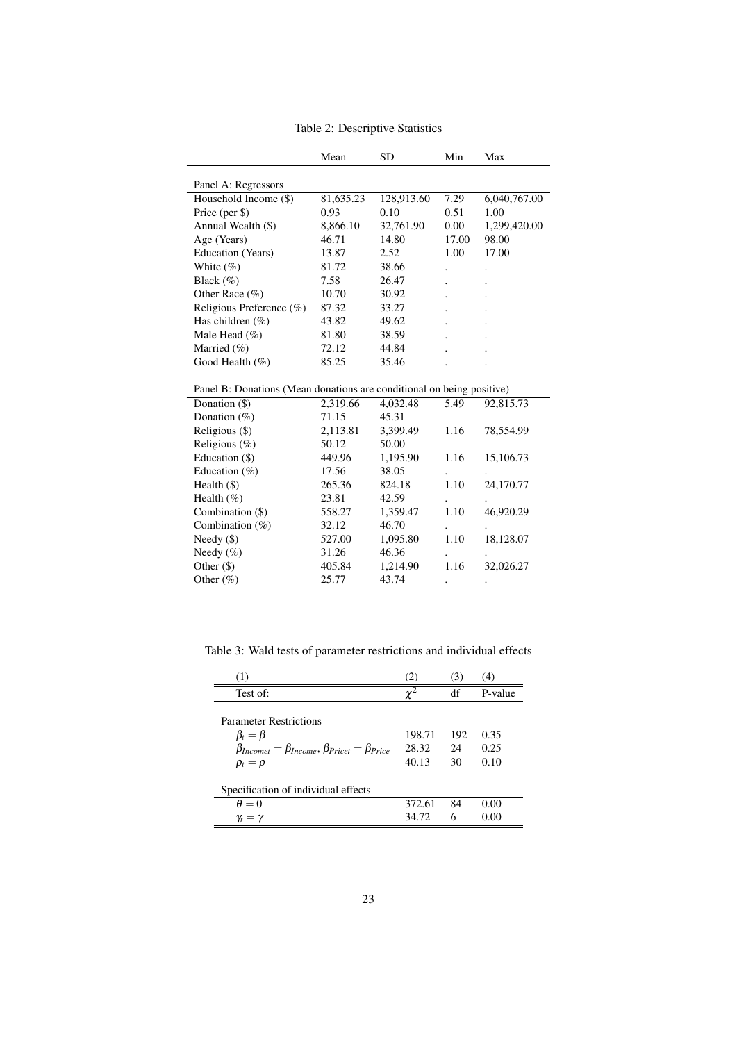Table 2: Descriptive Statistics

| | Mean | SD | Min | Max |
|---|---|---|---|---|
| Panel A: Regressors | | | | |
| Household Income ($) | 81,635.23 | 128,913.60 | 7.29 | 6,040,767.00 |
| Price (per $) | 0.93 | 0.10 | 0.51 | 1.00 |
| Annual Wealth ($) | 8,866.10 | 32,761.90 | 0.00 | 1,299,420.00 |
| Age (Years) | 46.71 | 14.80 | 17.00 | 98.00 |
| Education (Years) | 13.87 | 2.52 | 1.00 | 17.00 |
| White (%) | 81.72 | 38.66 | . | . |
| Black (%) | 7.58 | 26.47 | . | . |
| Other Race (%) | 10.70 | 30.92 | . | . |
| Religious Preference (%) | 87.32 | 33.27 | . | . |
| Has children (%) | 43.82 | 49.62 | . | . |
| Male Head (%) | 81.80 | 38.59 | . | . |
| Married (%) | 72.12 | 44.84 | . | . |
| Good Health (%) | 85.25 | 35.46 | . | . |
| Panel B: Donations (Mean donations are conditional on being positive) | | | | |
| Donation ($) | 2,319.66 | 4,032.48 | 5.49 | 92,815.73 |
| Donation (%) | 71.15 | 45.31 | | |
| Religious ($) | 2,113.81 | 3,399.49 | 1.16 | 78,554.99 |
| Religious (%) | 50.12 | 50.00 | | |
| Education ($) | 449.96 | 1,195.90 | 1.16 | 15,106.73 |
| Education (%) | 17.56 | 38.05 | . | . |
| Health ($) | 265.36 | 824.18 | 1.10 | 24,170.77 |
| Health (%) | 23.81 | 42.59 | . | . |
| Combination ($) | 558.27 | 1,359.47 | 1.10 | 46,920.29 |
| Combination (%) | 32.12 | 46.70 | . | . |
| Needy ($) | 527.00 | 1,095.80 | 1.10 | 18,128.07 |
| Needy (%) | 31.26 | 46.36 | . | . |
| Other ($) | 405.84 | 1,214.90 | 1.16 | 32,026.27 |
| Other (%) | 25.77 | 43.74 | . | . |

Table 3: Wald tests of parameter restrictions and individual effects

| (1) | (2) | (3) | (4) |
|---|---|---|---|
| Test of: | $\chi^2$ | df | P-value |
| Parameter Restrictions | | | |
| $\beta_t = \beta$ | 198.71 | 192 | 0.35 |
| $\beta_{Incomet} = \beta_{Income}, \beta_{Pricet} = \beta_{Price}$ | 28.32 | 24 | 0.25 |
| $\rho_t = \rho$ | 40.13 | 30 | 0.10 |
| Specification of individual effects | | | |
| $\theta = 0$ | 372.61 | 84 | 0.00 |
| $\gamma_t = \gamma$ | 34.72 | 6 | 0.00 |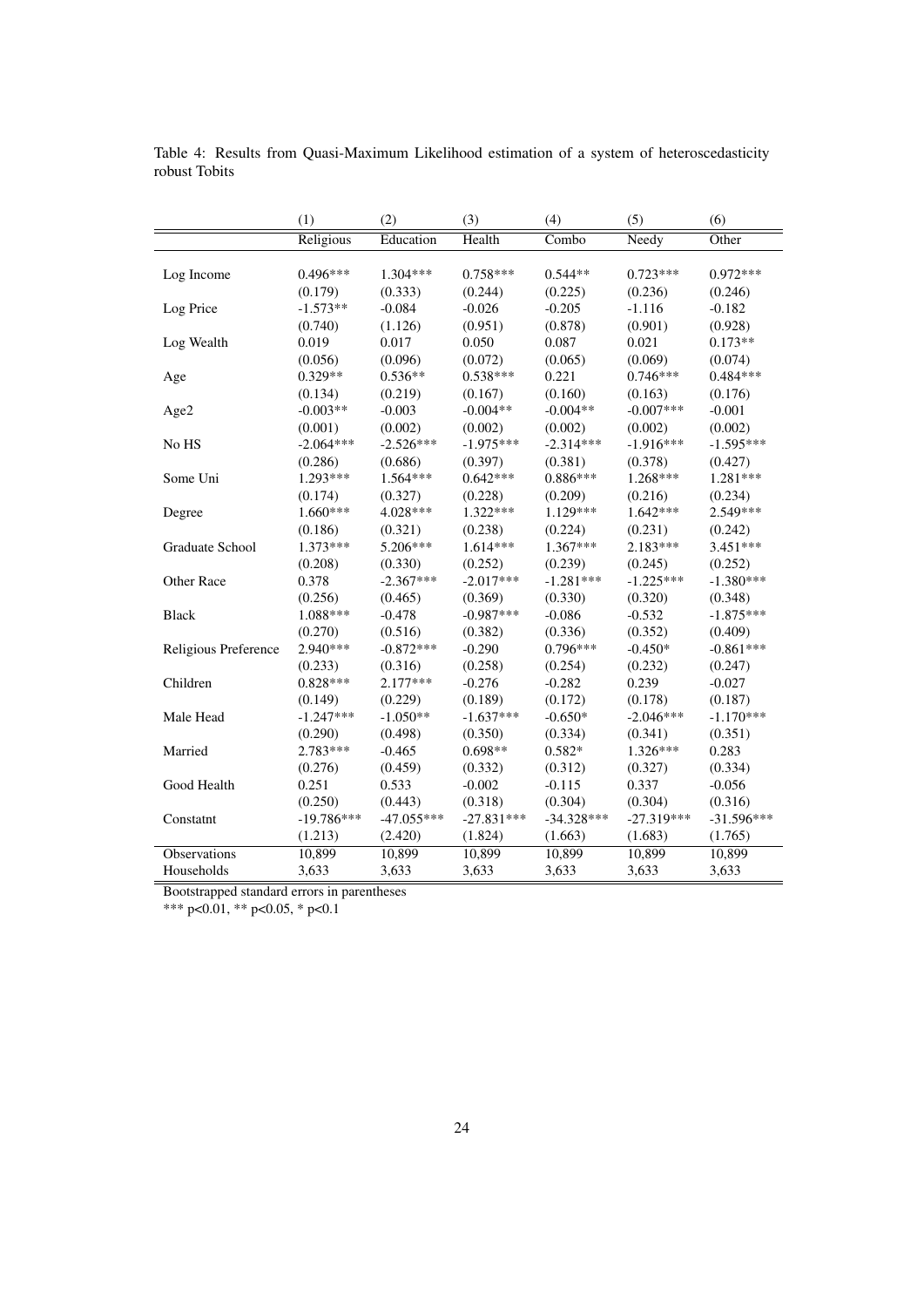Table 4: Results from Quasi-Maximum Likelihood estimation of a system of heteroscedasticity robust Tobits

| | (1) | (2) | (3) | (4) | (5) | (6) |
|---|---|---|---|---|---|---|
| | Religious | Education | Health | Combo | Needy | Other |
| Log Income | 0.496*** | 1.304*** | 0.758*** | 0.544** | 0.723*** | 0.972*** |
| | (0.179) | (0.333) | (0.244) | (0.225) | (0.236) | (0.246) |
| Log Price | -1.573** | -0.084 | -0.026 | -0.205 | -1.116 | -0.182 |
| | (0.740) | (1.126) | (0.951) | (0.878) | (0.901) | (0.928) |
| Log Wealth | 0.019 | 0.017 | 0.050 | 0.087 | 0.021 | 0.173** |
| | (0.056) | (0.096) | (0.072) | (0.065) | (0.069) | (0.074) |
| Age | 0.329** | 0.536** | 0.538*** | 0.221 | 0.746*** | 0.484*** |
| | (0.134) | (0.219) | (0.167) | (0.160) | (0.163) | (0.176) |
| Age2 | -0.003** | -0.003 | -0.004** | -0.004** | -0.007*** | -0.001 |
| | (0.001) | (0.002) | (0.002) | (0.002) | (0.002) | (0.002) |
| No HS | -2.064*** | -2.526*** | -1.975*** | -2.314*** | -1.916*** | -1.595*** |
| | (0.286) | (0.686) | (0.397) | (0.381) | (0.378) | (0.427) |
| Some Uni | 1.293*** | 1.564*** | 0.642*** | 0.886*** | 1.268*** | 1.281*** |
| | (0.174) | (0.327) | (0.228) | (0.209) | (0.216) | (0.234) |
| Degree | 1.660*** | 4.028*** | 1.322*** | 1.129*** | 1.642*** | 2.549*** |
| | (0.186) | (0.321) | (0.238) | (0.224) | (0.231) | (0.242) |
| Graduate School | 1.373*** | 5.206*** | 1.614*** | 1.367*** | 2.183*** | 3.451*** |
| | (0.208) | (0.330) | (0.252) | (0.239) | (0.245) | (0.252) |
| Other Race | 0.378 | -2.367*** | -2.017*** | -1.281*** | -1.225*** | -1.380*** |
| | (0.256) | (0.465) | (0.369) | (0.330) | (0.320) | (0.348) |
| Black | 1.088*** | -0.478 | -0.987*** | -0.086 | -0.532 | -1.875*** |
| | (0.270) | (0.516) | (0.382) | (0.336) | (0.352) | (0.409) |
| Religious Preference | 2.940*** | -0.872*** | -0.290 | 0.796*** | -0.450* | -0.861*** |
| | (0.233) | (0.316) | (0.258) | (0.254) | (0.232) | (0.247) |
| Children | 0.828*** | 2.177*** | -0.276 | -0.282 | 0.239 | -0.027 |
| | (0.149) | (0.229) | (0.189) | (0.172) | (0.178) | (0.187) |
| Male Head | -1.247*** | -1.050** | -1.637*** | -0.650* | -2.046*** | -1.170*** |
| | (0.290) | (0.498) | (0.350) | (0.334) | (0.341) | (0.351) |
| Married | 2.783*** | -0.465 | 0.698** | 0.582* | 1.326*** | 0.283 |
| | (0.276) | (0.459) | (0.332) | (0.312) | (0.327) | (0.334) |
| Good Health | 0.251 | 0.533 | -0.002 | -0.115 | 0.337 | -0.056 |
| | (0.250) | (0.443) | (0.318) | (0.304) | (0.304) | (0.316) |
| Constatnt | -19.786*** | -47.055*** | -27.831*** | -34.328*** | -27.319*** | -31.596*** |
| | (1.213) | (2.420) | (1.824) | (1.663) | (1.683) | (1.765) |
| Observations | 10,899 | 10,899 | 10,899 | 10,899 | 10,899 | 10,899 |
| Households | 3,633 | 3,633 | 3,633 | 3,633 | 3,633 | 3,633 |

Bootstrapped standard errors in parentheses

*** p<0.01, ** p<0.05, * p<0.1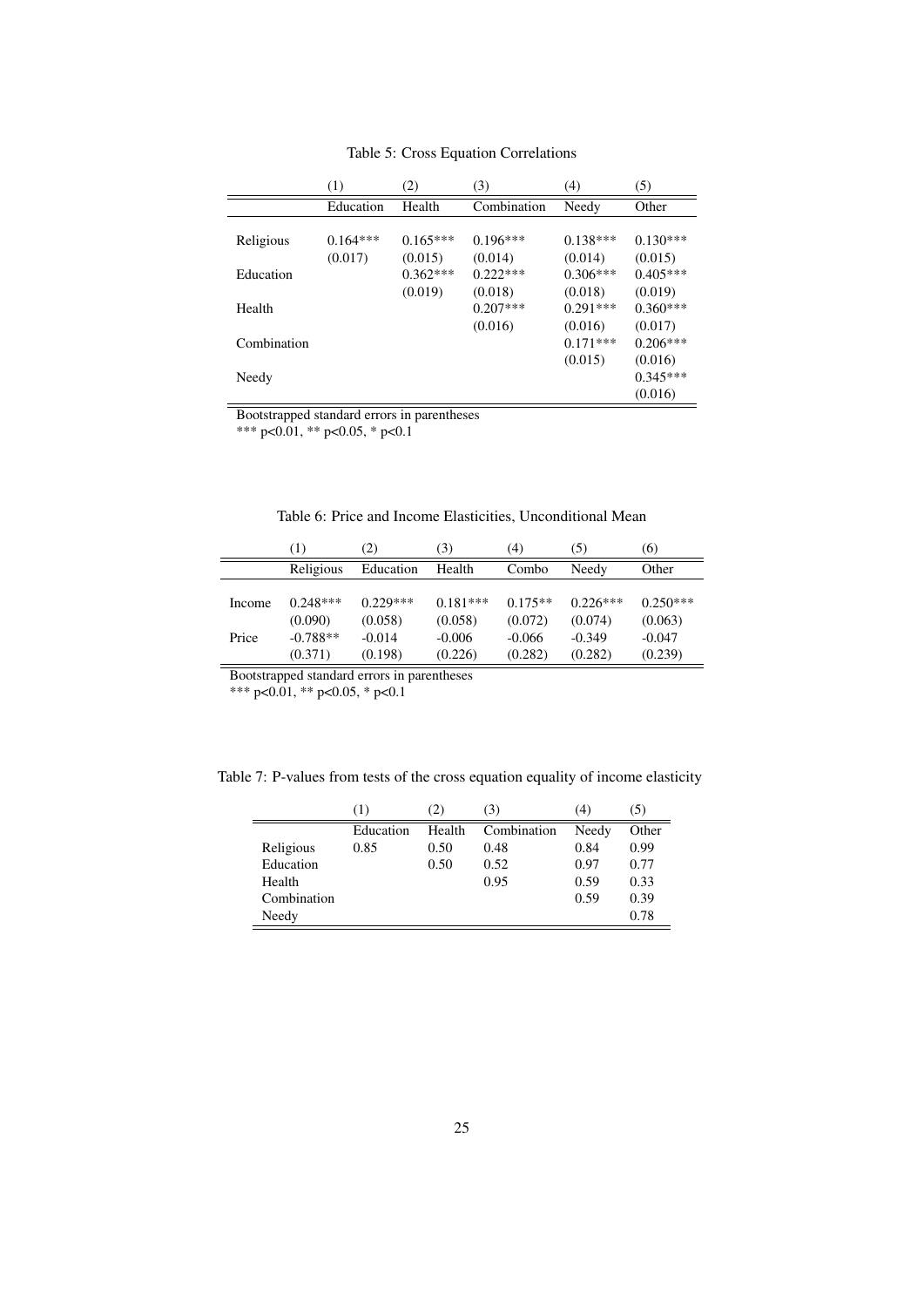Table 5: Cross Equation Correlations

| | (1) | (2) | (3) | (4) | (5) |
|---|---|---|---|---|---|
| | Education | Health | Combination | Needy | Other |
| Religious | 0.164*** | 0.165*** | 0.196*** | 0.138*** | 0.130*** |
| | (0.017) | (0.015) | (0.014) | (0.014) | (0.015) |
| Education | | 0.362*** | 0.222*** | 0.306*** | 0.405*** |
| | | (0.019) | (0.018) | (0.018) | (0.019) |
| Health | | | 0.207*** | 0.291*** | 0.360*** |
| | | | (0.016) | (0.016) | (0.017) |
| Combination | | | | 0.171*** | 0.206*** |
| | | | | (0.015) | (0.016) |
| Needy | | | | | 0.345*** |
| | | | | | (0.016) |

Bootstrapped standard errors in parentheses
*** p<0.01, ** p<0.05, * p<0.1

Table 6: Price and Income Elasticities, Unconditional Mean

| | (1) | (2) | (3) | (4) | (5) | (6) |
|---|---|---|---|---|---|---|
| | Religious | Education | Health | Combo | Needy | Other |
| Income | 0.248*** | 0.229*** | 0.181*** | 0.175** | 0.226*** | 0.250*** |
| | (0.090) | (0.058) | (0.058) | (0.072) | (0.074) | (0.063) |
| Price | -0.788** | -0.014 | -0.006 | -0.066 | -0.349 | -0.047 |
| | (0.371) | (0.198) | (0.226) | (0.282) | (0.282) | (0.239) |

Bootstrapped standard errors in parentheses
*** p<0.01, ** p<0.05, * p<0.1

Table 7: P-values from tests of the cross equation equality of income elasticity

| | (1) | (2) | (3) | (4) | (5) |
|---|---|---|---|---|---|
| | Education | Health | Combination | Needy | Other |
| Religious | 0.85 | 0.50 | 0.48 | 0.84 | 0.99 |
| Education | | 0.50 | 0.52 | 0.97 | 0.77 |
| Health | | | 0.95 | 0.59 | 0.33 |
| Combination | | | | 0.59 | 0.39 |
| Needy | | | | | 0.78 |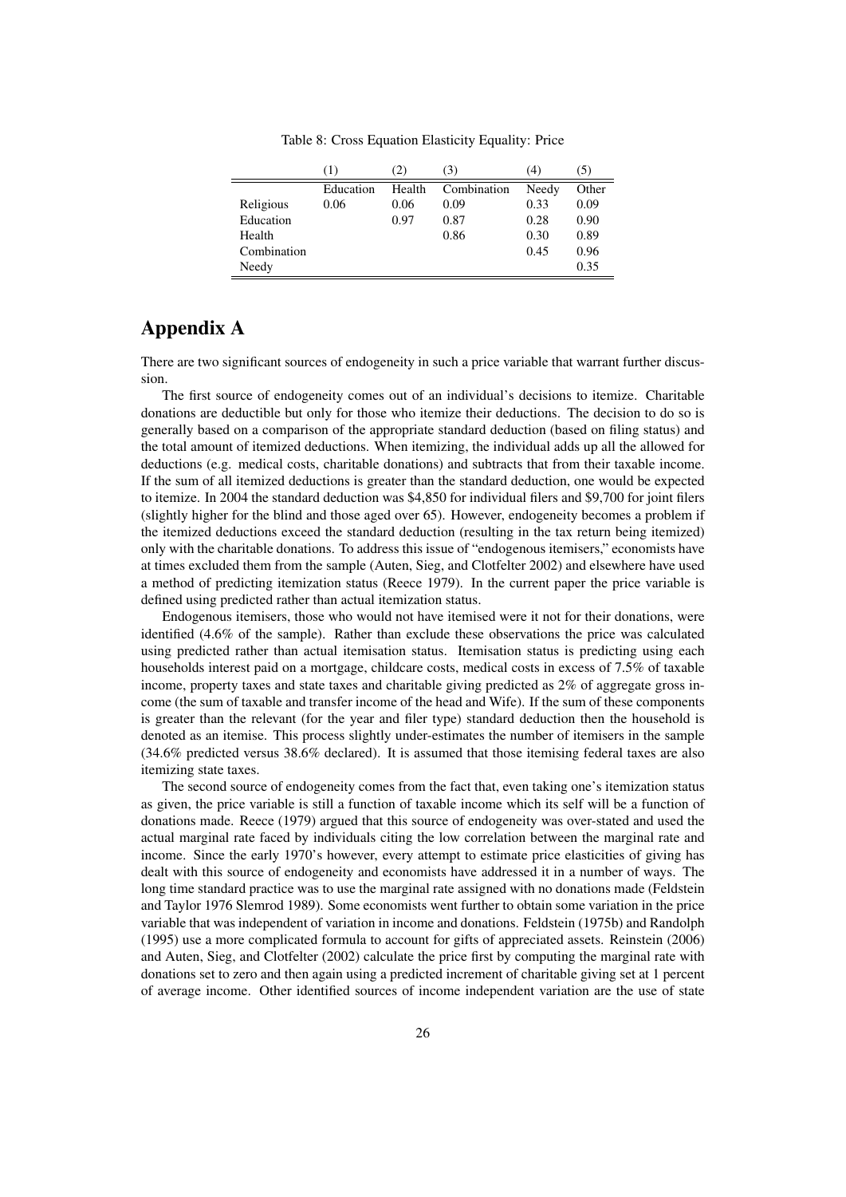Table 8: Cross Equation Elasticity Equality: Price

| | (1) | (2) | (3) | (4) | (5) |
|---|---|---|---|---|---|
| | Education | Health | Combination | Needy | Other |
| Religious | 0.06 | 0.06 | 0.09 | 0.33 | 0.09 |
| Education | | 0.97 | 0.87 | 0.28 | 0.90 |
| Health | | | 0.86 | 0.30 | 0.89 |
| Combination | | | | 0.45 | 0.96 |
| Needy | | | | | 0.35 |

# Appendix A

There are two significant sources of endogeneity in such a price variable that warrant further discussion.

The first source of endogeneity comes out of an individual's decisions to itemize. Charitable donations are deductible but only for those who itemize their deductions. The decision to do so is generally based on a comparison of the appropriate standard deduction (based on filing status) and the total amount of itemized deductions. When itemizing, the individual adds up all the allowed for deductions (e.g. medical costs, charitable donations) and subtracts that from their taxable income. If the sum of all itemized deductions is greater than the standard deduction, one would be expected to itemize. In 2004 the standard deduction was $4,850 for individual filers and $9,700 for joint filers (slightly higher for the blind and those aged over 65). However, endogeneity becomes a problem if the itemized deductions exceed the standard deduction (resulting in the tax return being itemized) only with the charitable donations. To address this issue of "endogenous itemisers," economists have at times excluded them from the sample (Auten, Sieg, and Clotfelter 2002) and elsewhere have used a method of predicting itemization status (Reece 1979). In the current paper the price variable is defined using predicted rather than actual itemization status.

Endogenous itemisers, those who would not have itemised were it not for their donations, were identified (4.6% of the sample). Rather than exclude these observations the price was calculated using predicted rather than actual itemisation status. Itemisation status is predicting using each households interest paid on a mortgage, childcare costs, medical costs in excess of 7.5% of taxable income, property taxes and state taxes and charitable giving predicted as 2% of aggregate gross income (the sum of taxable and transfer income of the head and Wife). If the sum of these components is greater than the relevant (for the year and filer type) standard deduction then the household is denoted as an itemise. This process slightly under-estimates the number of itemisers in the sample (34.6% predicted versus 38.6% declared). It is assumed that those itemising federal taxes are also itemizing state taxes.

The second source of endogeneity comes from the fact that, even taking one's itemization status as given, the price variable is still a function of taxable income which its self will be a function of donations made. Reece (1979) argued that this source of endogeneity was over-stated and used the actual marginal rate faced by individuals citing the low correlation between the marginal rate and income. Since the early 1970's however, every attempt to estimate price elasticities of giving has dealt with this source of endogeneity and economists have addressed it in a number of ways. The long time standard practice was to use the marginal rate assigned with no donations made (Feldstein and Taylor 1976 Slemrod 1989). Some economists went further to obtain some variation in the price variable that was independent of variation in income and donations. Feldstein (1975b) and Randolph (1995) use a more complicated formula to account for gifts of appreciated assets. Reinstein (2006) and Auten, Sieg, and Clotfelter (2002) calculate the price first by computing the marginal rate with donations set to zero and then again using a predicted increment of charitable giving set at 1 percent of average income. Other identified sources of income independent variation are the use of state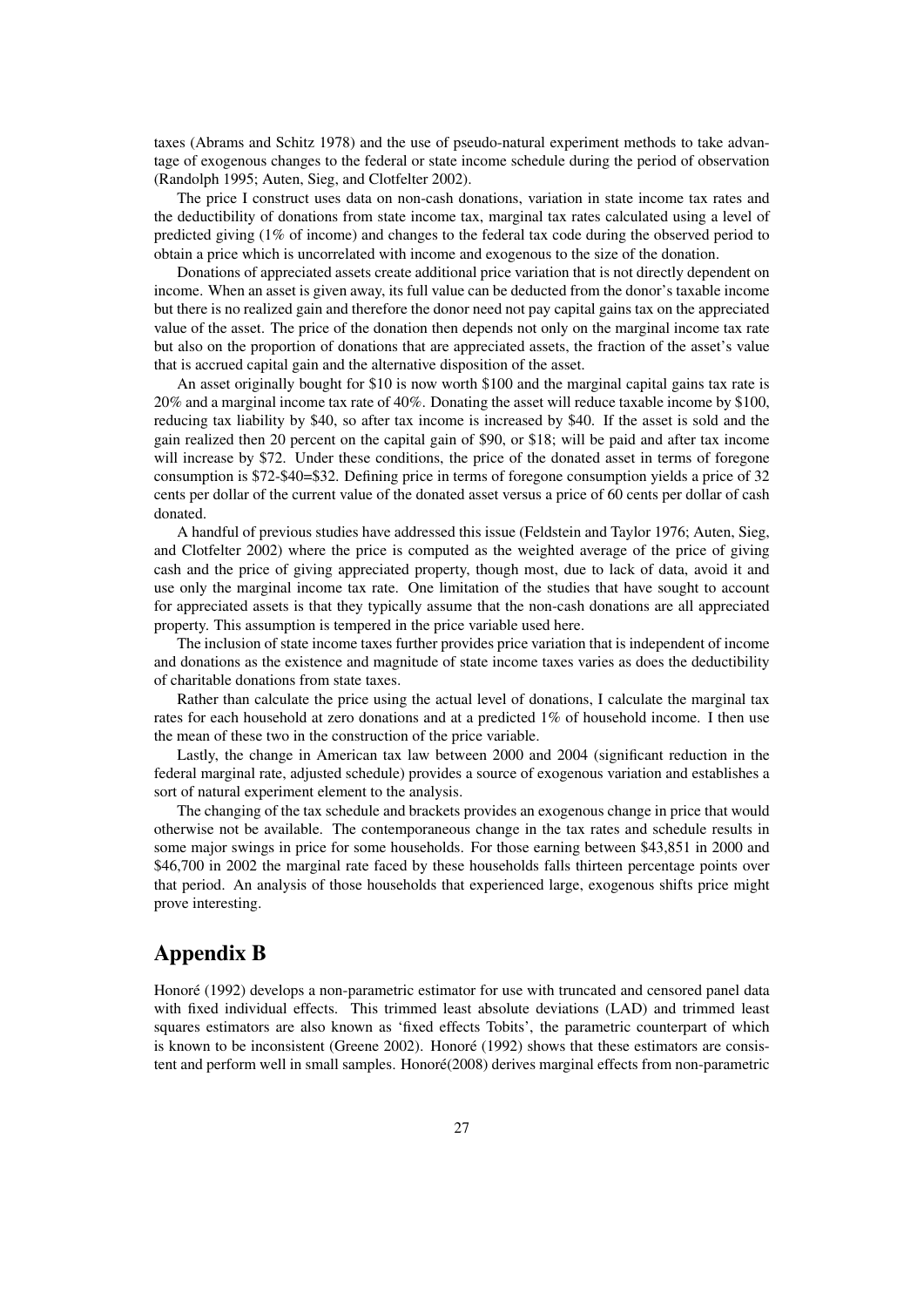taxes (Abrams and Schitz 1978) and the use of pseudo-natural experiment methods to take advantage of exogenous changes to the federal or state income schedule during the period of observation (Randolph 1995; Auten, Sieg, and Clotfelter 2002).

The price I construct uses data on non-cash donations, variation in state income tax rates and the deductibility of donations from state income tax, marginal tax rates calculated using a level of predicted giving (1% of income) and changes to the federal tax code during the observed period to obtain a price which is uncorrelated with income and exogenous to the size of the donation.

Donations of appreciated assets create additional price variation that is not directly dependent on income. When an asset is given away, its full value can be deducted from the donor's taxable income but there is no realized gain and therefore the donor need not pay capital gains tax on the appreciated value of the asset. The price of the donation then depends not only on the marginal income tax rate but also on the proportion of donations that are appreciated assets, the fraction of the asset's value that is accrued capital gain and the alternative disposition of the asset.

An asset originally bought for $10 is now worth $100 and the marginal capital gains tax rate is 20% and a marginal income tax rate of 40%. Donating the asset will reduce taxable income by $100, reducing tax liability by $40, so after tax income is increased by $40. If the asset is sold and the gain realized then 20 percent on the capital gain of $90, or $18; will be paid and after tax income will increase by $72. Under these conditions, the price of the donated asset in terms of foregone consumption is $72-$40=$32. Defining price in terms of foregone consumption yields a price of 32 cents per dollar of the current value of the donated asset versus a price of 60 cents per dollar of cash donated.

A handful of previous studies have addressed this issue (Feldstein and Taylor 1976; Auten, Sieg, and Clotfelter 2002) where the price is computed as the weighted average of the price of giving cash and the price of giving appreciated property, though most, due to lack of data, avoid it and use only the marginal income tax rate. One limitation of the studies that have sought to account for appreciated assets is that they typically assume that the non-cash donations are all appreciated property. This assumption is tempered in the price variable used here.

The inclusion of state income taxes further provides price variation that is independent of income and donations as the existence and magnitude of state income taxes varies as does the deductibility of charitable donations from state taxes.

Rather than calculate the price using the actual level of donations, I calculate the marginal tax rates for each household at zero donations and at a predicted 1% of household income. I then use the mean of these two in the construction of the price variable.

Lastly, the change in American tax law between 2000 and 2004 (significant reduction in the federal marginal rate, adjusted schedule) provides a source of exogenous variation and establishes a sort of natural experiment element to the analysis.

The changing of the tax schedule and brackets provides an exogenous change in price that would otherwise not be available. The contemporaneous change in the tax rates and schedule results in some major swings in price for some households. For those earning between $43,851 in 2000 and $46,700 in 2002 the marginal rate faced by these households falls thirteen percentage points over that period. An analysis of those households that experienced large, exogenous shifts price might prove interesting.

## Appendix B

Honoré (1992) develops a non-parametric estimator for use with truncated and censored panel data with fixed individual effects. This trimmed least absolute deviations (LAD) and trimmed least squares estimators are also known as 'fixed effects Tobits', the parametric counterpart of which is known to be inconsistent (Greene 2002). Honoré (1992) shows that these estimators are consistent and perform well in small samples. Honoré(2008) derives marginal effects from non-parametric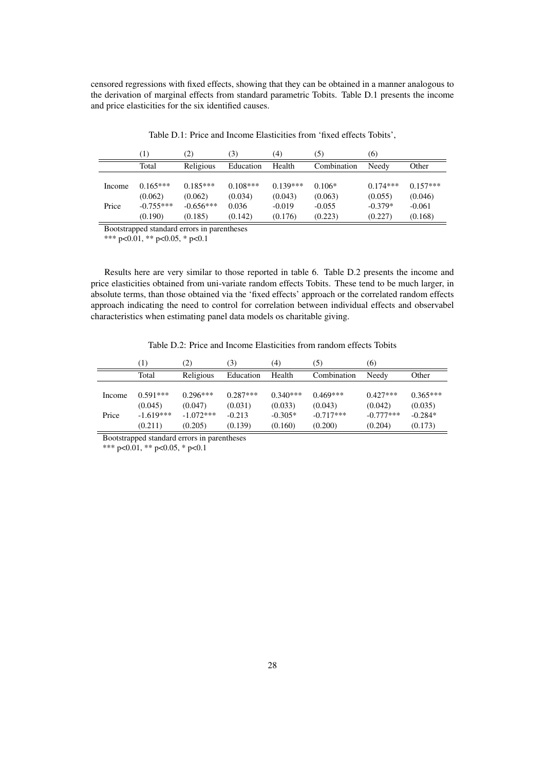censored regressions with fixed effects, showing that they can be obtained in a manner analogous to the derivation of marginal effects from standard parametric Tobits. Table D.1 presents the income and price elasticities for the six identified causes.

Table D.1: Price and Income Elasticities from 'fixed effects Tobits',

| | (1) | (2) | (3) | (4) | (5) | (6) | |
|---|---|---|---|---|---|---|---|
| | Total | Religious | Education | Health | Combination | Needy | Other |
| Income | 0.165*** | 0.185*** | 0.108*** | 0.139*** | 0.106* | 0.174*** | 0.157*** |
| | (0.062) | (0.062) | (0.034) | (0.043) | (0.063) | (0.055) | (0.046) |
| Price | -0.755*** | -0.656*** | 0.036 | -0.019 | -0.055 | -0.379* | -0.061 |
| | (0.190) | (0.185) | (0.142) | (0.176) | (0.223) | (0.227) | (0.168) |

Bootstrapped standard errors in parentheses
*** p<0.01, ** p<0.05, * p<0.1

Results here are very similar to those reported in table 6. Table D.2 presents the income and price elasticities obtained from uni-variate random effects Tobits. These tend to be much larger, in absolute terms, than those obtained via the 'fixed effects' approach or the correlated random effects approach indicating the need to control for correlation between individual effects and observabel characteristics when estimating panel data models os charitable giving.

Table D.2: Price and Income Elasticities from random effects Tobits

| | (1) | (2) | (3) | (4) | (5) | (6) | |
|---|---|---|---|---|---|---|---|
| | Total | Religious | Education | Health | Combination | Needy | Other |
| Income | 0.591*** | 0.296*** | 0.287*** | 0.340*** | 0.469*** | 0.427*** | 0.365*** |
| | (0.045) | (0.047) | (0.031) | (0.033) | (0.043) | (0.042) | (0.035) |
| Price | -1.619*** | -1.072*** | -0.213 | -0.305* | -0.717*** | -0.777*** | -0.284* |
| | (0.211) | (0.205) | (0.139) | (0.160) | (0.200) | (0.204) | (0.173) |

Bootstrapped standard errors in parentheses
*** p<0.01, ** p<0.05, * p<0.1